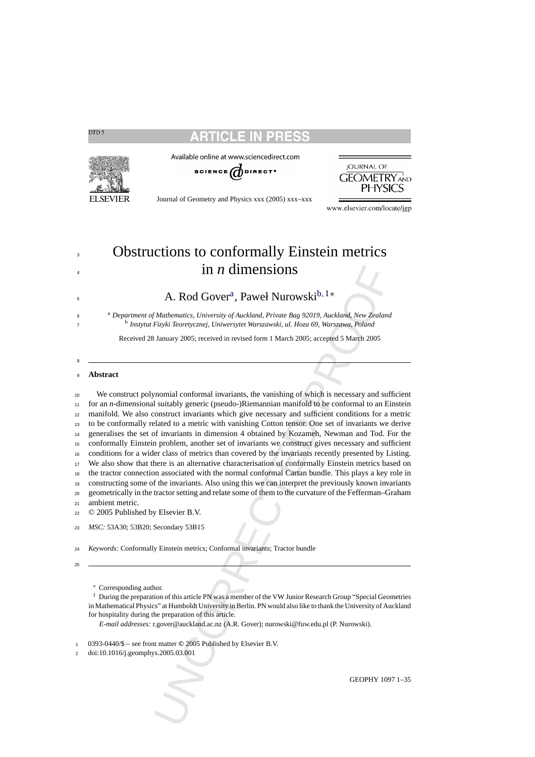# Obstructions to conformally Einstein metrics in *n* dimensions

A. Rod Gover[a], Paweł Nurowski[b,1,*]

[a] *Department of Mathematics, University of Auckland, Private Bag 92019, Auckland, New Zealand*
[b] *Instytut Fizyki Teoretycznej, Uniwersytet Warszawski, ul. Hoza 69, Warszawa, Poland*

Received 28 January 2005; received in revised form 1 March 2005; accepted 5 March 2005

## Abstract

We construct polynomial conformal invariants, the vanishing of which is necessary and sufficient for an *n*-dimensional suitably generic (pseudo-)Riemannian manifold to be conformal to an Einstein manifold. We also construct invariants which give necessary and sufficient conditions for a metric to be conformally related to a metric with vanishing Cotton tensor. One set of invariants we derive generalises the set of invariants in dimension 4 obtained by Kozameh, Newman and Tod. For the conformally Einstein problem, another set of invariants we construct gives necessary and sufficient conditions for a wider class of metrics than covered by the invariants recently presented by Listing. We also show that there is an alternative characterisation of conformally Einstein metrics based on the tractor connection associated with the normal conformal Cartan bundle. This plays a key role in constructing some of the invariants. Also using this we can interpret the previously known invariants geometrically in the tractor setting and relate some of them to the curvature of the Fefferman–Graham ambient metric.

© 2005 Published by Elsevier B.V.

*MSC:* 53A30; 53B20; Secondary 53B15

*Keywords:* Conformally Einstein metrics; Conformal invariants; Tractor bundle

---

\* Corresponding author.

[1] During the preparation of this article PN was a member of the VW Junior Research Group "Special Geometries in Mathematical Physics" at Humboldt University in Berlin. PN would also like to thank the University of Auckland for hospitality during the preparation of this article.

*E-mail addresses:* r.gover@auckland.ac.nz (A.R. Gover); nurowski@fuw.edu.pl (P. Nurowski).

0393-0440/$ – see front matter © 2005 Published by Elsevier B.V.
doi:10.1016/j.geomphys.2005.03.001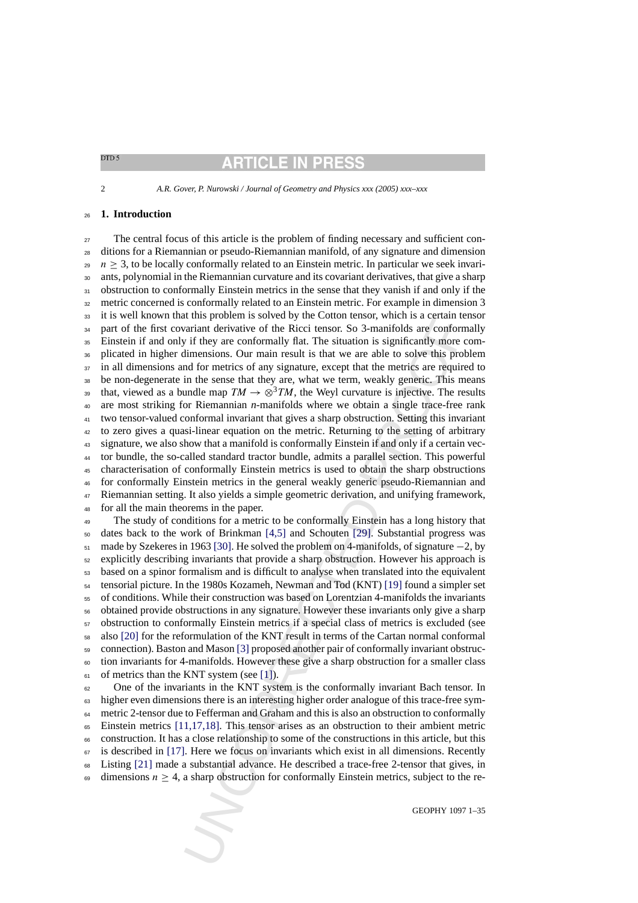## 1. Introduction

The central focus of this article is the problem of finding necessary and sufficient conditions for a Riemannian or pseudo-Riemannian manifold, of any signature and dimension $n \geq 3$, to be locally conformally related to an Einstein metric. In particular we seek invariants, polynomial in the Riemannian curvature and its covariant derivatives, that give a sharp obstruction to conformally Einstein metrics in the sense that they vanish if and only if the metric concerned is conformally related to an Einstein metric. For example in dimension 3 it is well known that this problem is solved by the Cotton tensor, which is a certain tensor part of the first covariant derivative of the Ricci tensor. So 3-manifolds are conformally Einstein if and only if they are conformally flat. The situation is significantly more complicated in higher dimensions. Our main result is that we are able to solve this problem in all dimensions and for metrics of any signature, except that the metrics are required to be non-degenerate in the sense that they are, what we term, weakly generic. This means that, viewed as a bundle map $TM \to \otimes^3 TM$, the Weyl curvature is injective. The results are most striking for Riemannian $n$-manifolds where we obtain a single trace-free rank two tensor-valued conformal invariant that gives a sharp obstruction. Setting this invariant to zero gives a quasi-linear equation on the metric. Returning to the setting of arbitrary signature, we also show that a manifold is conformally Einstein if and only if a certain vector bundle, the so-called standard tractor bundle, admits a parallel section. This powerful characterisation of conformally Einstein metrics is used to obtain the sharp obstructions for conformally Einstein metrics in the general weakly generic pseudo-Riemannian and Riemannian setting. It also yields a simple geometric derivation, and unifying framework, for all the main theorems in the paper.

The study of conditions for a metric to be conformally Einstein has a long history that dates back to the work of Brinkman [4,5] and Schouten [29]. Substantial progress was made by Szekeres in 1963 [30]. He solved the problem on 4-manifolds, of signature $-2$, by explicitly describing invariants that provide a sharp obstruction. However his approach is based on a spinor formalism and is difficult to analyse when translated into the equivalent tensorial picture. In the 1980s Kozameh, Newman and Tod (KNT) [19] found a simpler set of conditions. While their construction was based on Lorentzian 4-manifolds the invariants obtained provide obstructions in any signature. However these invariants only give a sharp obstruction to conformally Einstein metrics if a special class of metrics is excluded (see also [20] for the reformulation of the KNT result in terms of the Cartan normal conformal connection). Baston and Mason [3] proposed another pair of conformally invariant obstruction invariants for 4-manifolds. However these give a sharp obstruction for a smaller class of metrics than the KNT system (see [1]).

One of the invariants in the KNT system is the conformally invariant Bach tensor. In higher even dimensions there is an interesting higher order analogue of this trace-free symmetric 2-tensor due to Fefferman and Graham and this is also an obstruction to conformally Einstein metrics [11,17,18]. This tensor arises as an obstruction to their ambient metric construction. It has a close relationship to some of the constructions in this article, but this is described in [17]. Here we focus on invariants which exist in all dimensions. Recently Listing [21] made a substantial advance. He described a trace-free 2-tensor that gives, in dimensions $n \geq 4$, a sharp obstruction for conformally Einstein metrics, subject to the re-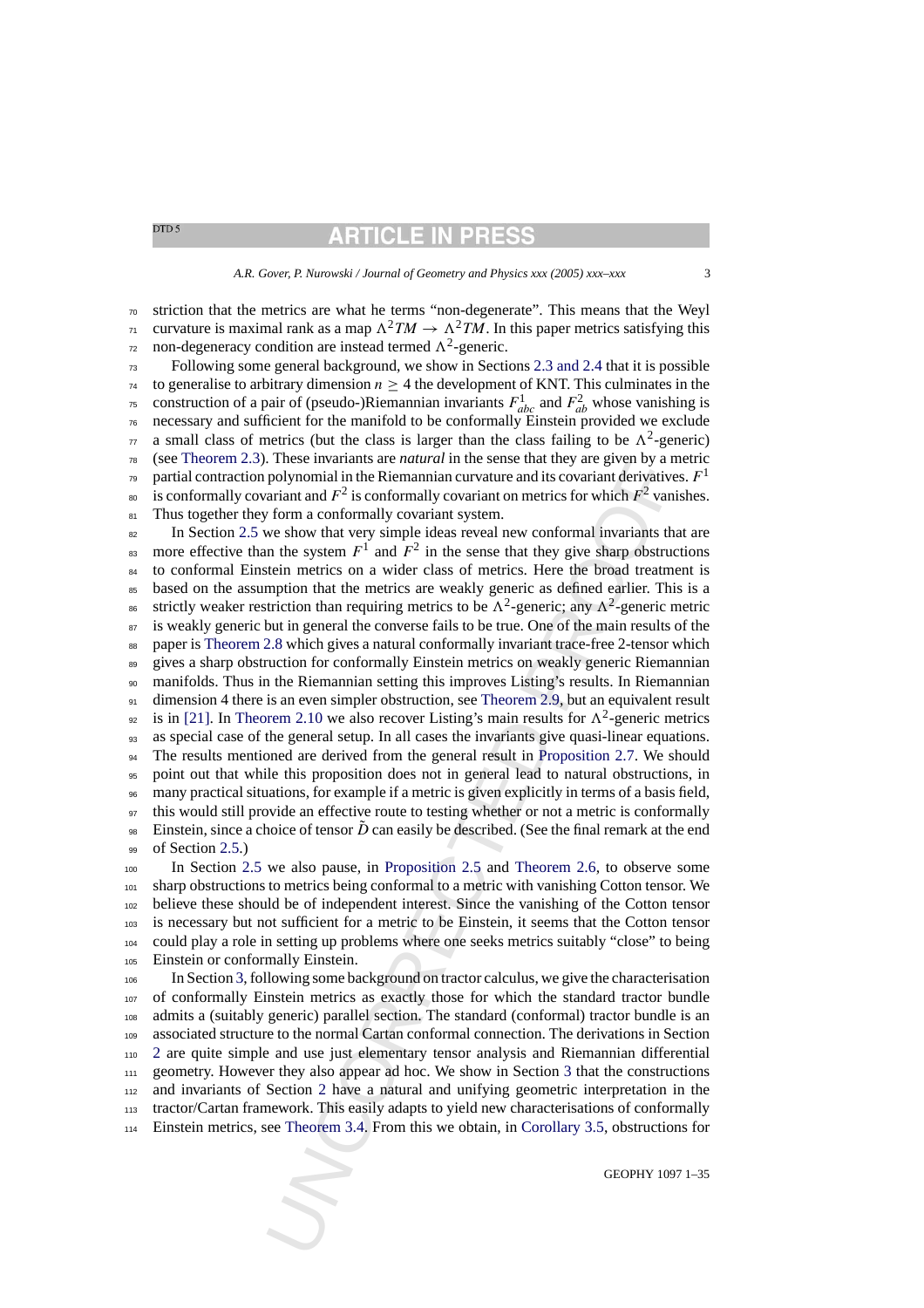striction that the metrics are what he terms "non-degenerate". This means that the Weyl curvature is maximal rank as a map $\Lambda^2 TM \to \Lambda^2 TM$. In this paper metrics satisfying this non-degeneracy condition are instead termed $\Lambda^2$-generic.

Following some general background, we show in Sections 2.3 and 2.4 that it is possible to generalise to arbitrary dimension $n \geq 4$ the development of KNT. This culminates in the construction of a pair of (pseudo-)Riemannian invariants $F^1_{abc}$ and $F^2_{ab}$ whose vanishing is necessary and sufficient for the manifold to be conformally Einstein provided we exclude a small class of metrics (but the class is larger than the class failing to be $\Lambda^2$-generic) (see Theorem 2.3). These invariants are *natural* in the sense that they are given by a metric partial contraction polynomial in the Riemannian curvature and its covariant derivatives. $F^1$ is conformally covariant and $F^2$ is conformally covariant on metrics for which $F^2$ vanishes. Thus together they form a conformally covariant system.

In Section 2.5 we show that very simple ideas reveal new conformal invariants that are more effective than the system $F^1$ and $F^2$ in the sense that they give sharp obstructions to conformal Einstein metrics on a wider class of metrics. Here the broad treatment is based on the assumption that the metrics are weakly generic as defined earlier. This is a strictly weaker restriction than requiring metrics to be $\Lambda^2$-generic; any $\Lambda^2$-generic metric is weakly generic but in general the converse fails to be true. One of the main results of the paper is Theorem 2.8 which gives a natural conformally invariant trace-free 2-tensor which gives a sharp obstruction for conformally Einstein metrics on weakly generic Riemannian manifolds. Thus in the Riemannian setting this improves Listing's results. In Riemannian dimension 4 there is an even simpler obstruction, see Theorem 2.9, but an equivalent result is in [21]. In Theorem 2.10 we also recover Listing's main results for $\Lambda^2$-generic metrics as special case of the general setup. In all cases the invariants give quasi-linear equations. The results mentioned are derived from the general result in Proposition 2.7. We should point out that while this proposition does not in general lead to natural obstructions, in many practical situations, for example if a metric is given explicitly in terms of a basis field, this would still provide an effective route to testing whether or not a metric is conformally Einstein, since a choice of tensor $\tilde{D}$ can easily be described. (See the final remark at the end of Section 2.5.)

In Section 2.5 we also pause, in Proposition 2.5 and Theorem 2.6, to observe some sharp obstructions to metrics being conformal to a metric with vanishing Cotton tensor. We believe these should be of independent interest. Since the vanishing of the Cotton tensor is necessary but not sufficient for a metric to be Einstein, it seems that the Cotton tensor could play a role in setting up problems where one seeks metrics suitably "close" to being Einstein or conformally Einstein.

In Section 3, following some background on tractor calculus, we give the characterisation of conformally Einstein metrics as exactly those for which the standard tractor bundle admits a (suitably generic) parallel section. The standard (conformal) tractor bundle is an associated structure to the normal Cartan conformal connection. The derivations in Section 2 are quite simple and use just elementary tensor analysis and Riemannian differential geometry. However they also appear ad hoc. We show in Section 3 that the constructions and invariants of Section 2 have a natural and unifying geometric interpretation in the tractor/Cartan framework. This easily adapts to yield new characterisations of conformally Einstein metrics, see Theorem 3.4. From this we obtain, in Corollary 3.5, obstructions for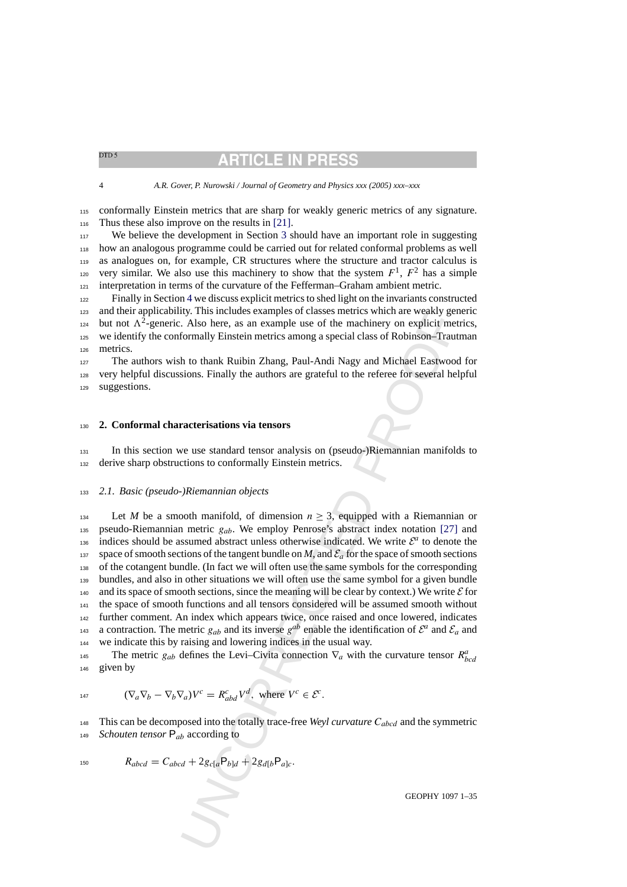conformally Einstein metrics that are sharp for weakly generic metrics of any signature. Thus these also improve on the results in [21].

We believe the development in Section 3 should have an important role in suggesting how an analogous programme could be carried out for related conformal problems as well as analogues on, for example, CR structures where the structure and tractor calculus is very similar. We also use this machinery to show that the system $F^1$, $F^2$ has a simple interpretation in terms of the curvature of the Fefferman–Graham ambient metric.

Finally in Section 4 we discuss explicit metrics to shed light on the invariants constructed and their applicability. This includes examples of classes metrics which are weakly generic but not $\Lambda^2$-generic. Also here, as an example use of the machinery on explicit metrics, we identify the conformally Einstein metrics among a special class of Robinson–Trautman metrics.

The authors wish to thank Ruibin Zhang, Paul-Andi Nagy and Michael Eastwood for very helpful discussions. Finally the authors are grateful to the referee for several helpful suggestions.

## 2. Conformal characterisations via tensors

In this section we use standard tensor analysis on (pseudo-)Riemannian manifolds to derive sharp obstructions to conformally Einstein metrics.

### 2.1. Basic (pseudo-)Riemannian objects

Let $M$ be a smooth manifold, of dimension $n \geq 3$, equipped with a Riemannian or pseudo-Riemannian metric $g_{ab}$. We employ Penrose's abstract index notation [27] and indices should be assumed abstract unless otherwise indicated. We write $\mathcal{E}^a$ to denote the space of smooth sections of the tangent bundle on $M$, and $\mathcal{E}_a$ for the space of smooth sections of the cotangent bundle. (In fact we will often use the same symbols for the corresponding bundles, and also in other situations we will often use the same symbol for a given bundle and its space of smooth sections, since the meaning will be clear by context.) We write $\mathcal{E}$ for the space of smooth functions and all tensors considered will be assumed smooth without further comment. An index which appears twice, once raised and once lowered, indicates a contraction. The metric $g_{ab}$ and its inverse $g^{ab}$ enable the identification of $\mathcal{E}^a$ and $\mathcal{E}_a$ and we indicate this by raising and lowering indices in the usual way.

The metric $g_{ab}$ defines the Levi–Civita connection $\nabla_a$ with the curvature tensor $R^a_{bcd}$ given by

$$(\nabla_a\nabla_b - \nabla_b\nabla_a)V^c = R_{abd}^{c}V^d, \text{ where } V^c \in \mathcal{E}^c.$$

This can be decomposed into the totally trace-free *Weyl curvature* $C_{abcd}$ and the symmetric *Schouten tensor* $\mathsf{P}_{ab}$ according to

$$R_{abcd} = C_{abcd} + 2g_{c[a}\mathsf{P}_{b]d} + 2g_{d[b}\mathsf{P}_{a]c}.$$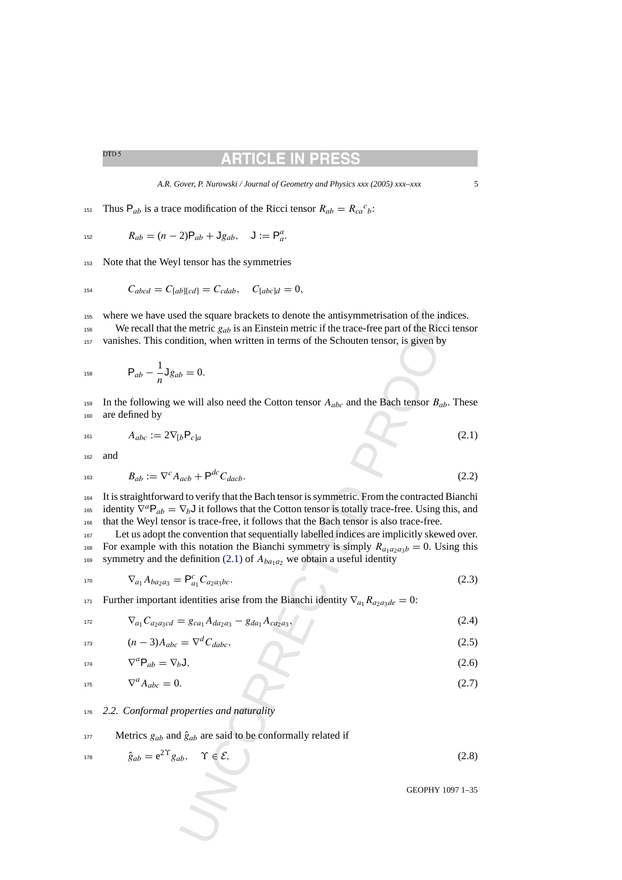Thus $\mathsf{P}_{ab}$ is a trace modification of the Ricci tensor $R_{ab} = R_{ca}{}^{c}{}_{b}$:

$$R_{ab} = (n-2)\mathsf{P}_{ab} + \mathsf{J} g_{ab}, \quad \mathsf{J} := \mathsf{P}_{a}^{a}.$$

Note that the Weyl tensor has the symmetries

$$C_{abcd} = C_{[ab][cd]} = C_{cdab}, \quad C_{[abc]d} = 0,$$

where we have used the square brackets to denote the antisymmetrisation of the indices.

We recall that the metric $g_{ab}$ is an Einstein metric if the trace-free part of the Ricci tensor vanishes. This condition, when written in terms of the Schouten tensor, is given by

$$\mathsf{P}_{ab} - \frac{1}{n}\mathsf{J} g_{ab} = 0.$$

In the following we will also need the Cotton tensor $A_{abc}$ and the Bach tensor $B_{ab}$. These are defined by

$$A_{abc} := 2\nabla_{[b}\mathsf{P}_{c]a} \tag{2.1}$$

and

$$B_{ab} := \nabla^{c} A_{acb} + \mathsf{P}^{dc} C_{dacb}. \tag{2.2}$$

It is straightforward to verify that the Bach tensor is symmetric. From the contracted Bianchi identity $\nabla^{a}\mathsf{P}_{ab} = \nabla_{b}\mathsf{J}$ it follows that the Cotton tensor is totally trace-free. Using this, and that the Weyl tensor is trace-free, it follows that the Bach tensor is also trace-free.

Let us adopt the convention that sequentially labelled indices are implicitly skewed over. For example with this notation the Bianchi symmetry is simply $R_{a_1 a_2 a_3 b} = 0$. Using this symmetry and the definition (2.1) of $A_{b a_1 a_2}$ we obtain a useful identity

$$\nabla_{a_1} A_{b a_2 a_3} = \mathsf{P}^{c}_{a_1} C_{a_2 a_3 bc}. \tag{2.3}$$

Further important identities arise from the Bianchi identity $\nabla_{a_1} R_{a_2 a_3 de} = 0$:

$$\nabla_{a_1} C_{a_2 a_3 cd} = g_{c a_1} A_{d a_2 a_3} - g_{d a_1} A_{c a_2 a_3}, \tag{2.4}$$

$$(n-3) A_{abc} = \nabla^{d} C_{dabc}, \tag{2.5}$$

$$\nabla^{a}\mathsf{P}_{ab} = \nabla_{b}\mathsf{J}, \tag{2.6}$$

$$\nabla^{a} A_{abc} = 0. \tag{2.7}$$

### 2.2. Conformal properties and naturality

Metrics $g_{ab}$ and $\hat{g}_{ab}$ are said to be conformally related if

$$\hat{g}_{ab} = \mathrm{e}^{2\Upsilon} g_{ab}, \quad \Upsilon \in \mathcal{E}, \tag{2.8}$$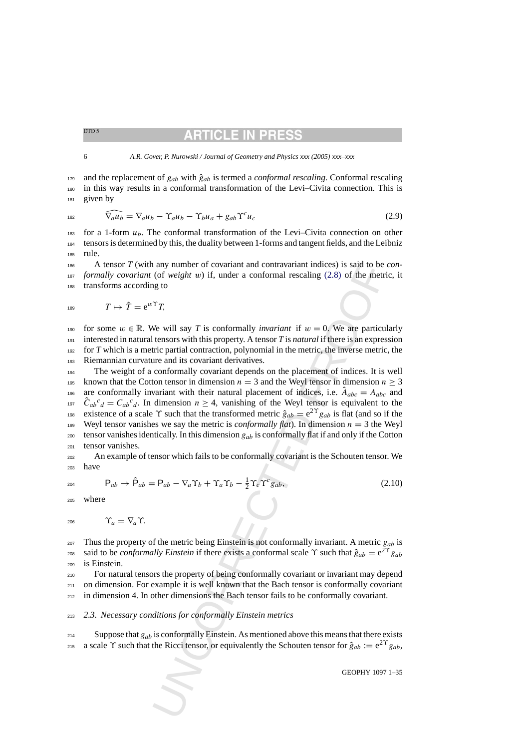and the replacement of $g_{ab}$ with $\hat{g}_{ab}$ is termed a *conformal rescaling*. Conformal rescaling in this way results in a conformal transformation of the Levi–Civita connection. This is given by

$$\widehat{\nabla_a u_b} = \nabla_a u_b - \Upsilon_a u_b - \Upsilon_b u_a + g_{ab} \Upsilon^c u_c \tag{2.9}$$

for a 1-form $u_b$. The conformal transformation of the Levi–Civita connection on other tensors is determined by this, the duality between 1-forms and tangent fields, and the Leibniz rule.

A tensor $T$ (with any number of covariant and contravariant indices) is said to be *conformally covariant* (of *weight* $w$) if, under a conformal rescaling (2.8) of the metric, it transforms according to

$$T \mapsto \hat{T} = e^{w\Upsilon} T,$$

for some $w \in \mathbb{R}$. We will say $T$ is conformally *invariant* if $w = 0$. We are particularly interested in natural tensors with this property. A tensor $T$ is *natural* if there is an expression for $T$ which is a metric partial contraction, polynomial in the metric, the inverse metric, the Riemannian curvature and its covariant derivatives.

The weight of a conformally covariant depends on the placement of indices. It is well known that the Cotton tensor in dimension $n = 3$ and the Weyl tensor in dimension $n \geq 3$ are conformally invariant with their natural placement of indices, i.e. $\hat{A}_{abc} = A_{abc}$ and $\hat{C}_{ab}{}^c{}_d = C_{ab}{}^c{}_d$. In dimension $n \geq 4$, vanishing of the Weyl tensor is equivalent to the existence of a scale $\Upsilon$ such that the transformed metric $\hat{g}_{ab} = e^{2\Upsilon} g_{ab}$ is flat (and so if the Weyl tensor vanishes we say the metric is *conformally flat*). In dimension $n = 3$ the Weyl tensor vanishes identically. In this dimension $g_{ab}$ is conformally flat if and only if the Cotton tensor vanishes.

An example of tensor which fails to be conformally covariant is the Schouten tensor. We have

$$\mathsf{P}_{ab} \to \hat{\mathsf{P}}_{ab} = \mathsf{P}_{ab} - \nabla_a \Upsilon_b + \Upsilon_a \Upsilon_b - \tfrac{1}{2} \Upsilon_c \Upsilon^c g_{ab}, \tag{2.10}$$

where

$$\Upsilon_a = \nabla_a \Upsilon.$$

Thus the property of the metric being Einstein is not conformally invariant. A metric $g_{ab}$ is said to be *conformally Einstein* if there exists a conformal scale $\Upsilon$ such that $\hat{g}_{ab} = e^{2\Upsilon} g_{ab}$ is Einstein.

For natural tensors the property of being conformally covariant or invariant may depend on dimension. For example it is well known that the Bach tensor is conformally covariant in dimension 4. In other dimensions the Bach tensor fails to be conformally covariant.

### 2.3. Necessary conditions for conformally Einstein metrics

Suppose that $g_{ab}$ is conformally Einstein. As mentioned above this means that there exists a scale $\Upsilon$ such that the Ricci tensor, or equivalently the Schouten tensor for $\hat{g}_{ab} := e^{2\Upsilon} g_{ab}$,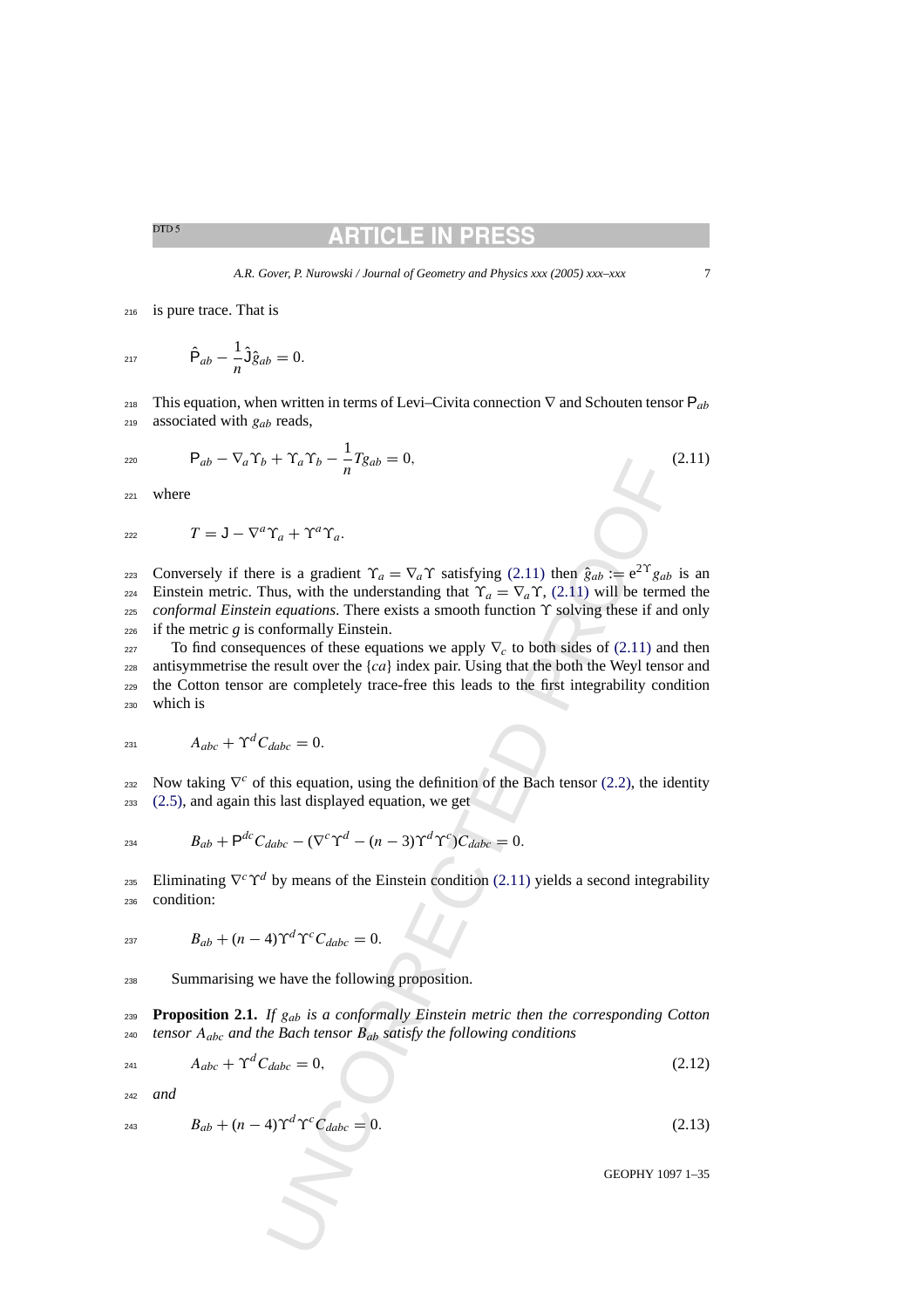is pure trace. That is

$$\hat{\mathsf{P}}_{ab} - \frac{1}{n}\hat{\mathsf{J}}\hat{g}_{ab} = 0.$$

This equation, when written in terms of Levi–Civita connection $\nabla$ and Schouten tensor $\mathsf{P}_{ab}$ associated with $g_{ab}$ reads,

$$\mathsf{P}_{ab} - \nabla_a \Upsilon_b + \Upsilon_a \Upsilon_b - \frac{1}{n} T g_{ab} = 0, \tag{2.11}$$

where

$$T = \mathsf{J} - \nabla^a \Upsilon_a + \Upsilon^a \Upsilon_a.$$

Conversely if there is a gradient $\Upsilon_a = \nabla_a \Upsilon$ satisfying (2.11) then $\hat{g}_{ab} := e^{2\Upsilon} g_{ab}$ is an Einstein metric. Thus, with the understanding that $\Upsilon_a = \nabla_a \Upsilon$, (2.11) will be termed the *conformal Einstein equations*. There exists a smooth function $\Upsilon$ solving these if and only if the metric $g$ is conformally Einstein.

To find consequences of these equations we apply $\nabla_c$ to both sides of (2.11) and then antisymmetrise the result over the $\{ca\}$ index pair. Using that the both the Weyl tensor and the Cotton tensor are completely trace-free this leads to the first integrability condition which is

$$A_{abc} + \Upsilon^d C_{dabc} = 0.$$

Now taking $\nabla^c$ of this equation, using the definition of the Bach tensor (2.2), the identity (2.5), and again this last displayed equation, we get

$$B_{ab} + \mathsf{P}^{dc} C_{dabc} - (\nabla^c \Upsilon^d - (n-3)\Upsilon^d \Upsilon^c) C_{dabc} = 0.$$

Eliminating $\nabla^c \Upsilon^d$ by means of the Einstein condition (2.11) yields a second integrability condition:

$$B_{ab} + (n-4)\Upsilon^d \Upsilon^c C_{dabc} = 0.$$

Summarising we have the following proposition.

**Proposition 2.1.** *If $g_{ab}$ is a conformally Einstein metric then the corresponding Cotton tensor $A_{abc}$ and the Bach tensor $B_{ab}$ satisfy the following conditions*

$$A_{abc} + \Upsilon^d C_{dabc} = 0, \tag{2.12}$$

*and*

$$B_{ab} + (n-4)\Upsilon^d \Upsilon^c C_{dabc} = 0. \tag{2.13}$$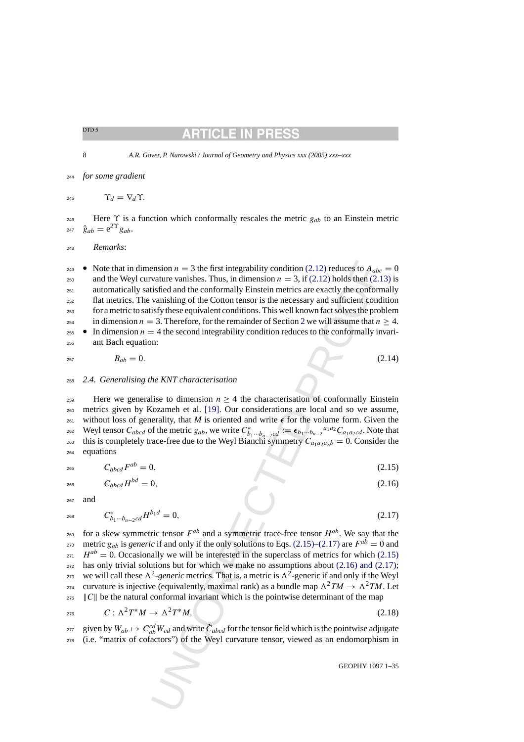*for some gradient*

$$\Upsilon_d = \nabla_d \Upsilon.$$

Here $\Upsilon$ is a function which conformally rescales the metric $g_{ab}$ to an Einstein metric $\hat{g}_{ab} = e^{2\Upsilon} g_{ab}$.

*Remarks*:

- Note that in dimension $n = 3$ the first integrability condition (2.12) reduces to $A_{abc} = 0$ and the Weyl curvature vanishes. Thus, in dimension $n = 3$, if (2.12) holds then (2.13) is automatically satisfied and the conformally Einstein metrics are exactly the conformally flat metrics. The vanishing of the Cotton tensor is the necessary and sufficient condition for a metric to satisfy these equivalent conditions. This well known fact solves the problem in dimension $n = 3$. Therefore, for the remainder of Section 2 we will assume that $n \geq 4$.
- In dimension $n = 4$ the second integrability condition reduces to the conformally invariant Bach equation:

$$B_{ab} = 0. \tag{2.14}$$

### 2.4. Generalising the KNT characterisation

Here we generalise to dimension $n \geq 4$ the characterisation of conformally Einstein metrics given by Kozameh et al. [19]. Our considerations are local and so we assume, without loss of generality, that $M$ is oriented and write $\boldsymbol{\epsilon}$ for the volume form. Given the Weyl tensor $C_{abcd}$ of the metric $g_{ab}$, we write $C^{*}_{b_1 \cdots b_{n-2} cd} := \boldsymbol{\epsilon}_{b_1 \cdots b_{n-2}}{}^{a_1 a_2} C_{a_1 a_2 cd}$. Note that this is completely trace-free due to the Weyl Bianchi symmetry $C_{a_1 a_2 a_3 b} = 0$. Consider the equations

$$C_{abcd} F^{ab} = 0, \tag{2.15}$$

$$C_{abcd} H^{bd} = 0, \tag{2.16}$$

and

$$C^{*}_{b_1 \cdots b_{n-2} cd} H^{b_1 d} = 0, \tag{2.17}$$

for a skew symmetric tensor $F^{ab}$ and a symmetric trace-free tensor $H^{ab}$. We say that the metric $g_{ab}$ is *generic* if and only if the only solutions to Eqs. (2.15)–(2.17) are $F^{ab} = 0$ and $H^{ab} = 0$. Occasionally we will be interested in the superclass of metrics for which (2.15) has only trivial solutions but for which we make no assumptions about (2.16) and (2.17); we will call these $\Lambda^2$-*generic* metrics. That is, a metric is $\Lambda^2$-generic if and only if the Weyl curvature is injective (equivalently, maximal rank) as a bundle map $\Lambda^2 TM \to \Lambda^2 TM$. Let $\|C\|$ be the natural conformal invariant which is the pointwise determinant of the map

$$C : \Lambda^2 T^* M \to \Lambda^2 T^* M, \tag{2.18}$$

given by $W_{ab} \mapsto C_{ab}^{cd} W_{cd}$ and write $\tilde{C}_{abcd}$ for the tensor field which is the pointwise adjugate (i.e. "matrix of cofactors") of the Weyl curvature tensor, viewed as an endomorphism in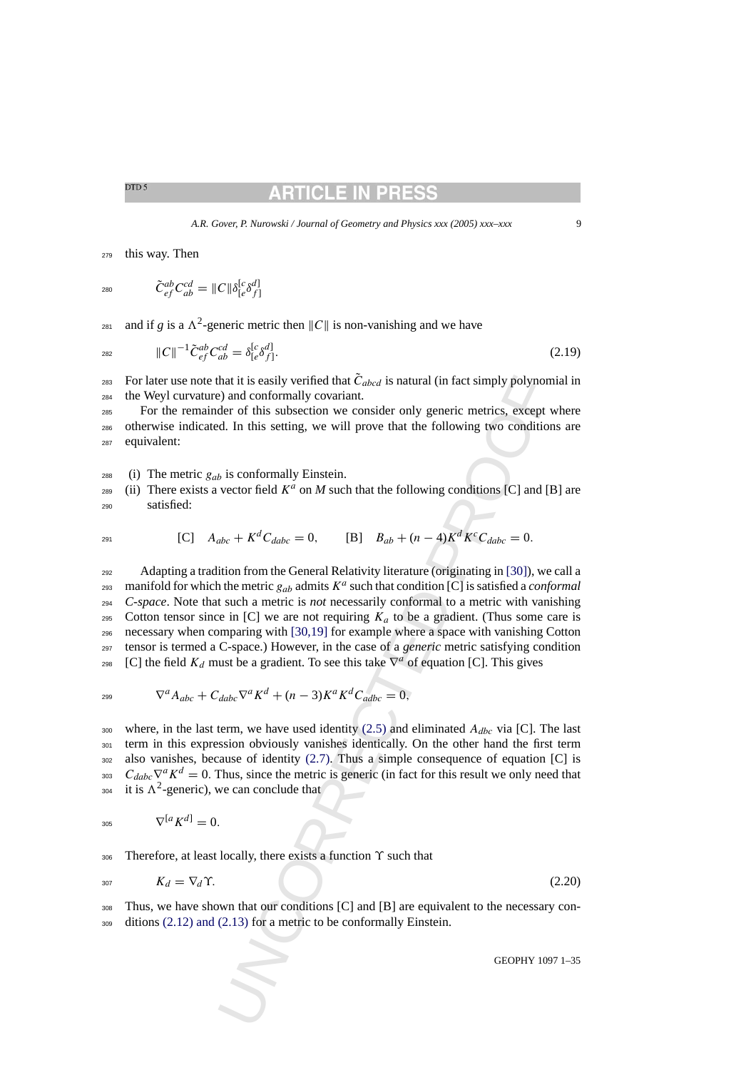this way. Then

$$\tilde{C}^{ab}_{ef} C^{cd}_{ab} = \|C\| \delta^{[c}_{[e} \delta^{d]}_{f]}$$

and if $g$ is a $\Lambda^2$-generic metric then $\|C\|$ is non-vanishing and we have

$$\|C\|^{-1} \tilde{C}^{ab}_{ef} C^{cd}_{ab} = \delta^{[c}_{[e} \delta^{d]}_{f]}. \tag{2.19}$$

For later use note that it is easily verified that $\tilde{C}_{abcd}$ is natural (in fact simply polynomial in the Weyl curvature) and conformally covariant.

For the remainder of this subsection we consider only generic metrics, except where otherwise indicated. In this setting, we will prove that the following two conditions are equivalent:

(i) The metric $g_{ab}$ is conformally Einstein.
(ii) There exists a vector field $K^a$ on $M$ such that the following conditions [C] and [B] are satisfied:

$$\text{[C]} \quad A_{abc} + K^d C_{dabc} = 0, \qquad \text{[B]} \quad B_{ab} + (n-4) K^d K^c C_{dabc} = 0.$$

Adapting a tradition from the General Relativity literature (originating in [30]), we call a manifold for which the metric $g_{ab}$ admits $K^a$ such that condition [C] is satisfied a *conformal C-space*. Note that such a metric is *not* necessarily conformal to a metric with vanishing Cotton tensor since in [C] we are not requiring $K_a$ to be a gradient. (Thus some care is necessary when comparing with [30,19] for example where a space with vanishing Cotton tensor is termed a C-space.) However, in the case of a *generic* metric satisfying condition [C] the field $K_d$ must be a gradient. To see this take $\nabla^a$ of equation [C]. This gives

$$\nabla^a A_{abc} + C_{dabc} \nabla^a K^d + (n-3) K^a K^d C_{adbc} = 0,$$

where, in the last term, we have used identity (2.5) and eliminated $A_{dbc}$ via [C]. The last term in this expression obviously vanishes identically. On the other hand the first term also vanishes, because of identity (2.7). Thus a simple consequence of equation [C] is $C_{dabc} \nabla^a K^d = 0$. Thus, since the metric is generic (in fact for this result we only need that it is $\Lambda^2$-generic), we can conclude that

$$\nabla^{[a} K^{d]} = 0.$$

Therefore, at least locally, there exists a function $\Upsilon$ such that

$$K_d = \nabla_d \Upsilon. \tag{2.20}$$

Thus, we have shown that our conditions [C] and [B] are equivalent to the necessary conditions (2.12) and (2.13) for a metric to be conformally Einstein.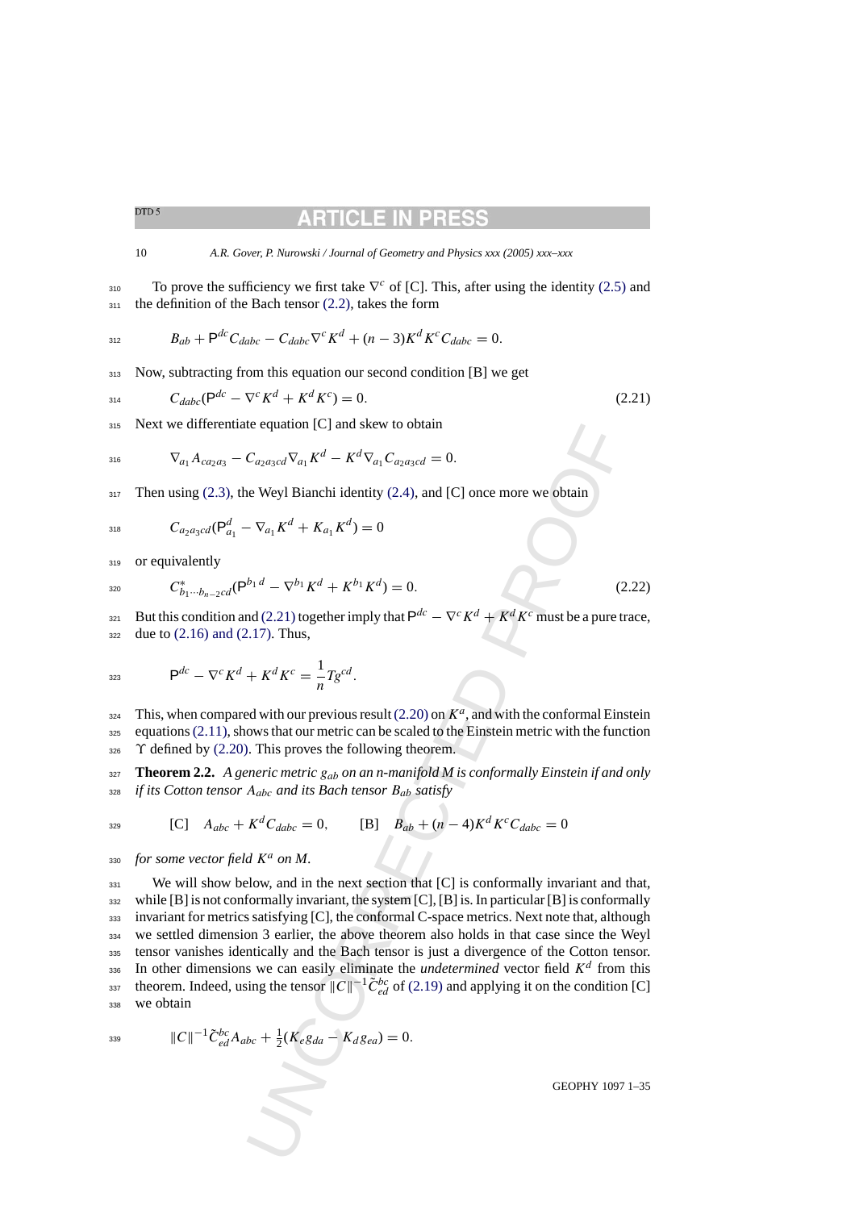To prove the sufficiency we first take $\nabla^c$ of [C]. This, after using the identity (2.5) and the definition of the Bach tensor (2.2), takes the form

$$B_{ab} + \mathsf{P}^{dc} C_{dabc} - C_{dabc} \nabla^c K^d + (n-3) K^d K^c C_{dabc} = 0.$$

Now, subtracting from this equation our second condition [B] we get

$$C_{dabc}(\mathsf{P}^{dc} - \nabla^c K^d + K^d K^c) = 0. \tag{2.21}$$

Next we differentiate equation [C] and skew to obtain

$$\nabla_{a_1} A_{c a_2 a_3} - C_{a_2 a_3 cd} \nabla_{a_1} K^d - K^d \nabla_{a_1} C_{a_2 a_3 cd} = 0.$$

Then using (2.3), the Weyl Bianchi identity (2.4), and [C] once more we obtain

$$C_{a_2 a_3 cd}(\mathsf{P}^d_{a_1} - \nabla_{a_1} K^d + K_{a_1} K^d) = 0$$

or equivalently

$$C^*_{b_1 \cdots b_{n-2} cd}(\mathsf{P}^{b_1 d} - \nabla^{b_1} K^d + K^{b_1} K^d) = 0. \tag{2.22}$$

But this condition and (2.21) together imply that $\mathsf{P}^{dc} - \nabla^c K^d + K^d K^c$ must be a pure trace, due to (2.16) and (2.17). Thus,

$$\mathsf{P}^{dc} - \nabla^c K^d + K^d K^c = \frac{1}{n} T g^{cd}.$$

This, when compared with our previous result (2.20) on $K^a$, and with the conformal Einstein equations (2.11), shows that our metric can be scaled to the Einstein metric with the function $\Upsilon$ defined by (2.20). This proves the following theorem.

**Theorem 2.2.** *A generic metric $g_{ab}$ on an n-manifold M is conformally Einstein if and only if its Cotton tensor $A_{abc}$ and its Bach tensor $B_{ab}$ satisfy*

$$[\mathrm{C}] \quad A_{abc} + K^d C_{dabc} = 0, \qquad [\mathrm{B}] \quad B_{ab} + (n-4) K^d K^c C_{dabc} = 0$$

*for some vector field $K^a$ on M.*

We will show below, and in the next section that [C] is conformally invariant and that, while [B] is not conformally invariant, the system [C], [B] is. In particular [B] is conformally invariant for metrics satisfying [C], the conformal C-space metrics. Next note that, although we settled dimension 3 earlier, the above theorem also holds in that case since the Weyl tensor vanishes identically and the Bach tensor is just a divergence of the Cotton tensor. In other dimensions we can easily eliminate the *undetermined* vector field $K^d$ from this theorem. Indeed, using the tensor $\|C\|^{-1} \tilde{C}^{bc}_{ed}$ of (2.19) and applying it on the condition [C] we obtain

$$\|C\|^{-1} \tilde{C}^{bc}_{ed} A_{abc} + \tfrac{1}{2}(K_e g_{da} - K_d g_{ea}) = 0.$$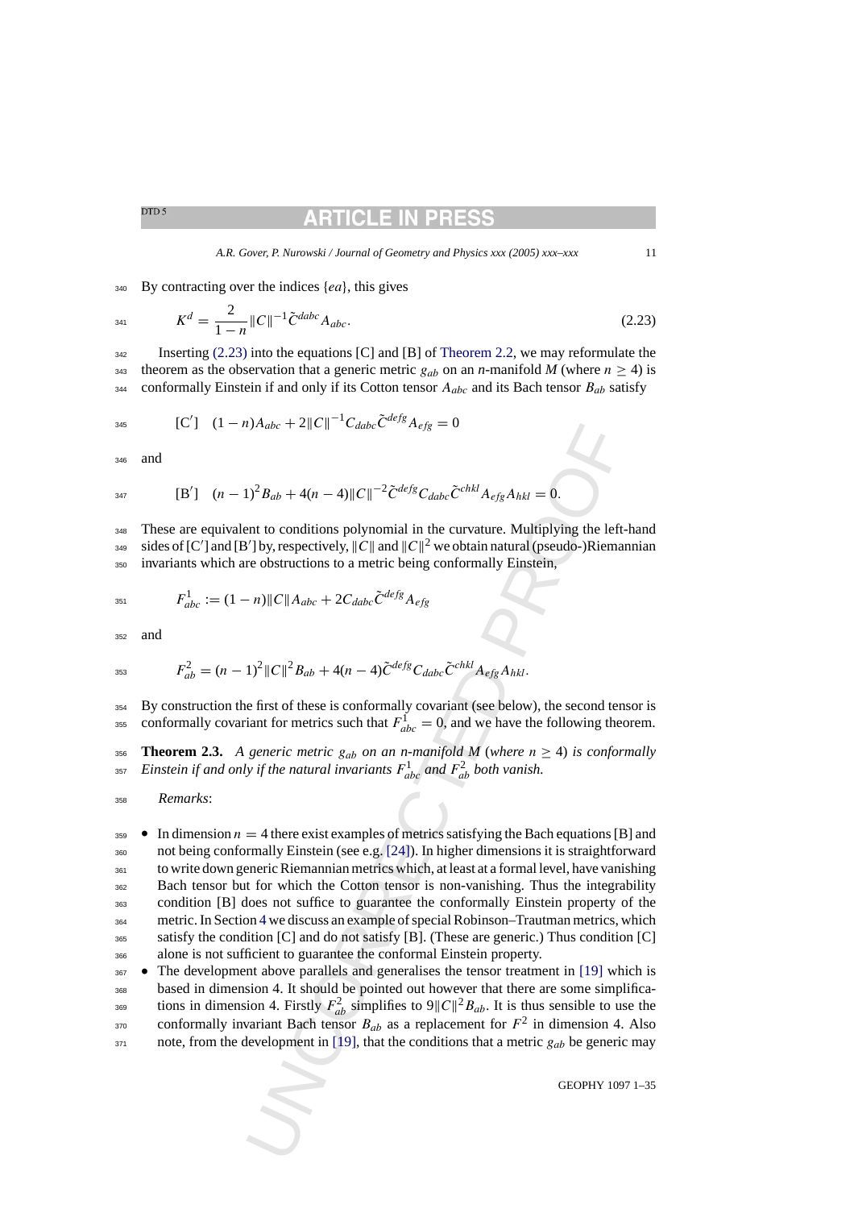By contracting over the indices $\{ea\}$, this gives

$$K^d = \frac{2}{1-n}\|C\|^{-1}\tilde{C}^{dabc}A_{abc}. \tag{2.23}$$

Inserting (2.23) into the equations [C] and [B] of Theorem 2.2, we may reformulate the theorem as the observation that a generic metric $g_{ab}$ on an $n$-manifold $M$ (where $n \geq 4$) is conformally Einstein if and only if its Cotton tensor $A_{abc}$ and its Bach tensor $B_{ab}$ satisfy

$$[\mathrm{C}'] \quad (1-n)A_{abc} + 2\|C\|^{-1}C_{dabc}\tilde{C}^{defg}A_{efg} = 0$$

and

$$[\mathrm{B}'] \quad (n-1)^2 B_{ab} + 4(n-4)\|C\|^{-2}\tilde{C}^{defg}C_{dabc}\tilde{C}^{chkl}A_{efg}A_{hkl} = 0.$$

These are equivalent to conditions polynomial in the curvature. Multiplying the left-hand sides of [C′] and [B′] by, respectively, $\|C\|$ and $\|C\|^2$ we obtain natural (pseudo-)Riemannian invariants which are obstructions to a metric being conformally Einstein,

$$F^1_{abc} := (1-n)\|C\|A_{abc} + 2C_{dabc}\tilde{C}^{defg}A_{efg}$$

and

$$F^2_{ab} = (n-1)^2\|C\|^2 B_{ab} + 4(n-4)\tilde{C}^{defg}C_{dabc}\tilde{C}^{chkl}A_{efg}A_{hkl}.$$

By construction the first of these is conformally covariant (see below), the second tensor is conformally covariant for metrics such that $F^1_{abc} = 0$, and we have the following theorem.

**Theorem 2.3.** *A generic metric $g_{ab}$ on an $n$-manifold $M$ (where $n \geq 4$) is conformally Einstein if and only if the natural invariants $F^1_{abc}$ and $F^2_{ab}$ both vanish.*

*Remarks*:

- In dimension $n = 4$ there exist examples of metrics satisfying the Bach equations [B] and not being conformally Einstein (see e.g. [24]). In higher dimensions it is straightforward to write down generic Riemannian metrics which, at least at a formal level, have vanishing Bach tensor but for which the Cotton tensor is non-vanishing. Thus the integrability condition [B] does not suffice to guarantee the conformally Einstein property of the metric. In Section 4 we discuss an example of special Robinson–Trautman metrics, which satisfy the condition [C] and do not satisfy [B]. (These are generic.) Thus condition [C] alone is not sufficient to guarantee the conformal Einstein property.
- The development above parallels and generalises the tensor treatment in [19] which is based in dimension 4. It should be pointed out however that there are some simplifications in dimension 4. Firstly $F^2_{ab}$ simplifies to $9\|C\|^2 B_{ab}$. It is thus sensible to use the conformally invariant Bach tensor $B_{ab}$ as a replacement for $F^2$ in dimension 4. Also note, from the development in [19], that the conditions that a metric $g_{ab}$ be generic may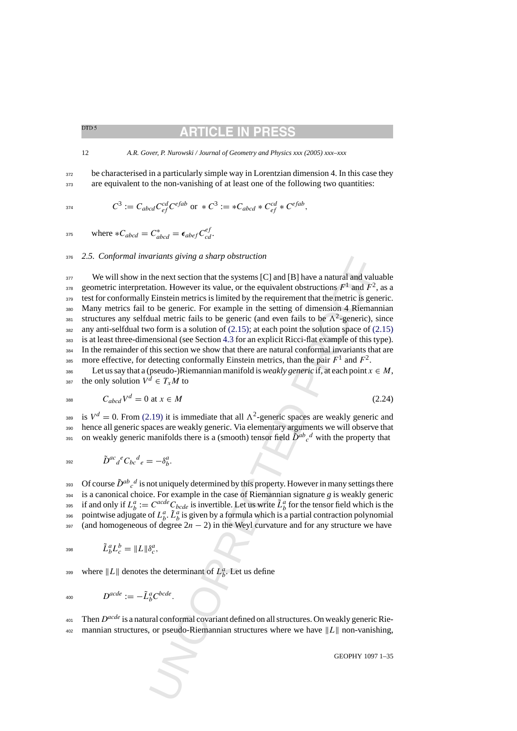be characterised in a particularly simple way in Lorentzian dimension 4. In this case they are equivalent to the non-vanishing of at least one of the following two quantities:

$$C^3 := C_{abcd}C^{cd}_{ef}C^{efab} \text{ or } *C^3 := *C_{abcd} * C^{cd}_{ef} * C^{efab},$$

where $*C_{abcd} = C^*_{abcd} = \epsilon_{abef}C^{ef}_{cd}$.

### 2.5. Conformal invariants giving a sharp obstruction

We will show in the next section that the systems [C] and [B] have a natural and valuable geometric interpretation. However its value, or the equivalent obstructions $F^1$ and $F^2$, as a test for conformally Einstein metrics is limited by the requirement that the metric is generic. Many metrics fail to be generic. For example in the setting of dimension 4 Riemannian structures any selfdual metric fails to be generic (and even fails to be $\Lambda^2$-generic), since any anti-selfdual two form is a solution of (2.15); at each point the solution space of (2.15) is at least three-dimensional (see Section 4.3 for an explicit Ricci-flat example of this type). In the remainder of this section we show that there are natural conformal invariants that are more effective, for detecting conformally Einstein metrics, than the pair $F^1$ and $F^2$.

Let us say that a (pseudo-)Riemannian manifold is *weakly generic* if, at each point $x \in M$, the only solution $V^d \in T_xM$ to

$$C_{abcd}V^d = 0 \text{ at } x \in M \tag{2.24}$$

is $V^d = 0$. From (2.19) it is immediate that all $\Lambda^2$-generic spaces are weakly generic and hence all generic spaces are weakly generic. Via elementary arguments we will observe that on weakly generic manifolds there is a (smooth) tensor field $\tilde{D}^{ab}{}_c{}^d$ with the property that

$$\tilde{D}^{ac}{}_d{}^e C_{bc}{}^d{}_e = -\delta^a_b.$$

Of course $\tilde{D}^{ab}{}_c{}^d$ is not uniquely determined by this property. However in many settings there is a canonical choice. For example in the case of Riemannian signature $g$ is weakly generic if and only if $L^a_b := C^{acde}C_{bcde}$ is invertible. Let us write $\tilde{L}^a_b$ for the tensor field which is the pointwise adjugate of $L^a_b$. $\tilde{L}^a_b$ is given by a formula which is a partial contraction polynomial (and homogeneous of degree $2n-2$) in the Weyl curvature and for any structure we have

$$\tilde{L}^a_b L^b_c = \|L\|\delta^a_c,$$

where $\|L\|$ denotes the determinant of $L^a_b$. Let us define

$$D^{acde} := -\tilde{L}^a_b C^{bcde}.$$

Then $D^{acde}$ is a natural conformal covariant defined on all structures. On weakly generic Riemannian structures, or pseudo-Riemannian structures where we have $\|L\|$ non-vanishing,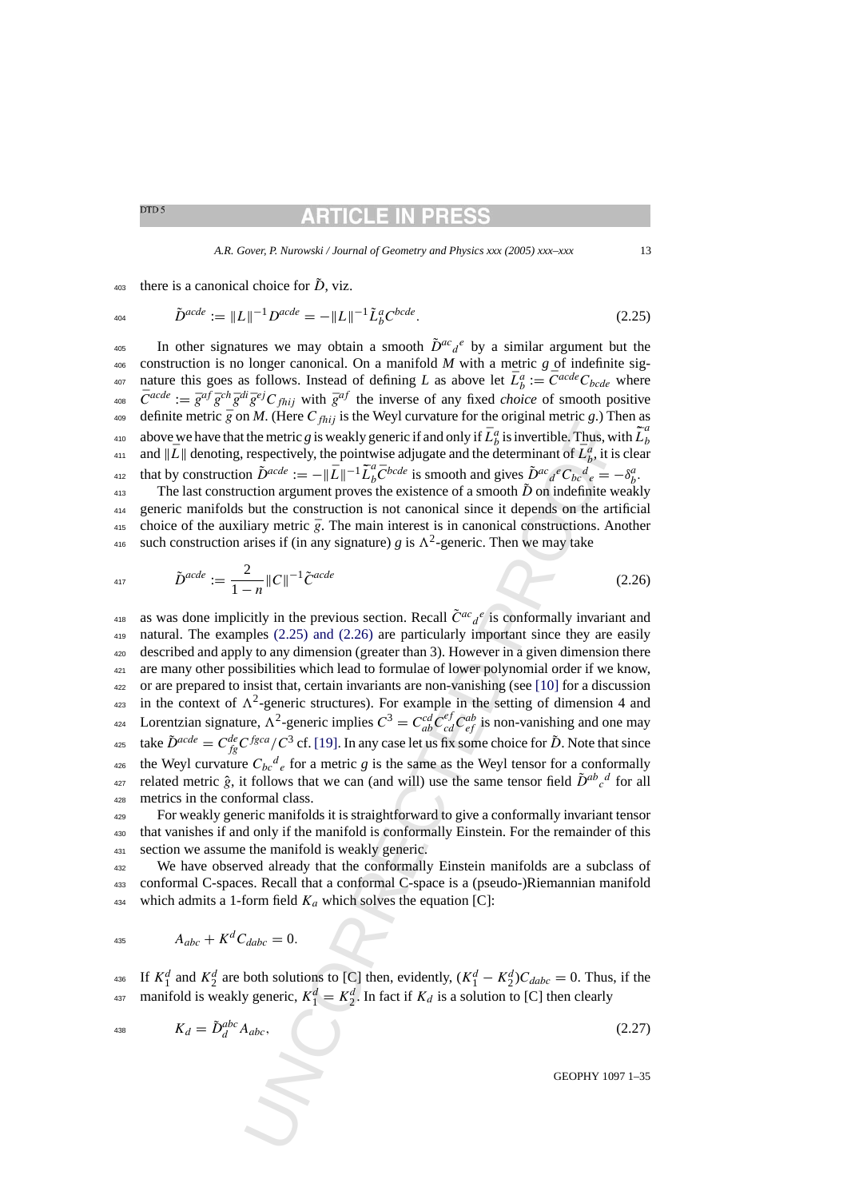there is a canonical choice for $\tilde{D}$, viz.

$$\tilde{D}^{acde} := \|L\|^{-1} D^{acde} = -\|L\|^{-1} \tilde{L}^a_b C^{bcde}. \tag{2.25}$$

In other signatures we may obtain a smooth $\tilde{D}^{ac}{}_d{}^e$ by a similar argument but the construction is no longer canonical. On a manifold $M$ with a metric $g$ of indefinite signature this goes as follows. Instead of defining $L$ as above let $\bar{L}^a_b := \bar{C}^{acde} C_{bcde}$ where $\bar{C}^{acde} := \bar{g}^{af} \bar{g}^{ch} \bar{g}^{di} \bar{g}^{ej} C_{fhij}$ with $\bar{g}^{af}$ the inverse of any fixed *choice* of smooth positive definite metric $\bar{g}$ on $M$. (Here $C_{fhij}$ is the Weyl curvature for the original metric $g$.) Then as above we have that the metric $g$ is weakly generic if and only if $\bar{L}^a_b$ is invertible. Thus, with $\tilde{\bar{L}}^a_b$ and $\|\bar{L}\|$ denoting, respectively, the pointwise adjugate and the determinant of $\bar{L}^a_b$, it is clear that by construction $\tilde{D}^{acde} := -\|\bar{L}\|^{-1} \tilde{\bar{L}}^a_b \bar{C}^{bcde}$ is smooth and gives $\tilde{D}^{ac}{}_d{}^e C_{bc}{}^d{}_e = -\delta^a_b$.

The last construction argument proves the existence of a smooth $\tilde{D}$ on indefinite weakly generic manifolds but the construction is not canonical since it depends on the artificial choice of the auxiliary metric $\bar{g}$. The main interest is in canonical constructions. Another such construction arises if (in any signature) $g$ is $\Lambda^2$-generic. Then we may take

$$\tilde{D}^{acde} := \frac{2}{1-n} \|C\|^{-1} \tilde{C}^{acde} \tag{2.26}$$

as was done implicitly in the previous section. Recall $\tilde{C}^{ac}{}_d{}^e$ is conformally invariant and natural. The examples (2.25) and (2.26) are particularly important since they are easily described and apply to any dimension (greater than 3). However in a given dimension there are many other possibilities which lead to formulae of lower polynomial order if we know, or are prepared to insist that, certain invariants are non-vanishing (see [10] for a discussion in the context of $\Lambda^2$-generic structures). For example in the setting of dimension 4 and Lorentzian signature, $\Lambda^2$-generic implies $C^3 = C^{cd}_{ab} C^{ef}_{cd} C^{ab}_{ef}$ is non-vanishing and one may take $\tilde{D}^{acde} = C^{de}_{fg} C^{fgca} / C^3$ cf. [19]. In any case let us fix some choice for $\tilde{D}$. Note that since the Weyl curvature $C_{bc}{}^d{}_e$ for a metric $g$ is the same as the Weyl tensor for a conformally related metric $\hat{g}$, it follows that we can (and will) use the same tensor field $\tilde{D}^{ab}{}_c{}^d$ for all metrics in the conformal class.

For weakly generic manifolds it is straightforward to give a conformally invariant tensor that vanishes if and only if the manifold is conformally Einstein. For the remainder of this section we assume the manifold is weakly generic.

We have observed already that the conformally Einstein manifolds are a subclass of conformal C-spaces. Recall that a conformal C-space is a (pseudo-)Riemannian manifold which admits a 1-form field $K_a$ which solves the equation [C]:

$$A_{abc} + K^d C_{dabc} = 0.$$

If $K^d_1$ and $K^d_2$ are both solutions to [C] then, evidently, $(K^d_1 - K^d_2) C_{dabc} = 0$. Thus, if the manifold is weakly generic, $K^d_1 = K^d_2$. In fact if $K_d$ is a solution to [C] then clearly

$$K_d = \tilde{D}^{abc}_d A_{abc}, \tag{2.27}$$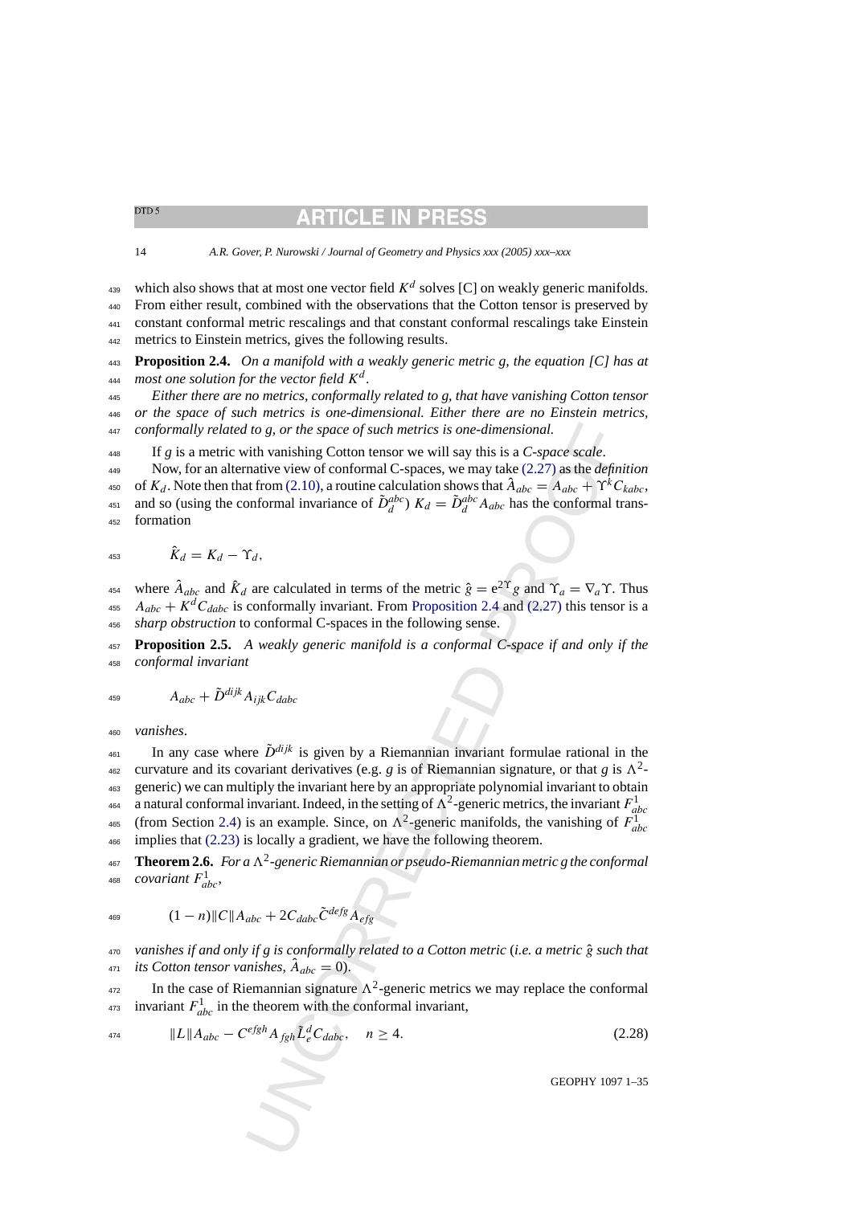which also shows that at most one vector field $K^d$ solves [C] on weakly generic manifolds. From either result, combined with the observations that the Cotton tensor is preserved by constant conformal metric rescalings and that constant conformal rescalings take Einstein metrics to Einstein metrics, gives the following results.

**Proposition 2.4.** *On a manifold with a weakly generic metric g, the equation [C] has at most one solution for the vector field $K^d$.*

*Either there are no metrics, conformally related to g, that have vanishing Cotton tensor or the space of such metrics is one-dimensional. Either there are no Einstein metrics, conformally related to g, or the space of such metrics is one-dimensional.*

If $g$ is a metric with vanishing Cotton tensor we will say this is a *C-space scale*.

Now, for an alternative view of conformal C-spaces, we may take (2.27) as the *definition* of $K_d$. Note then that from (2.10), a routine calculation shows that $\hat{A}_{abc} = A_{abc} + \Upsilon^k C_{kabc}$, and so (using the conformal invariance of $\tilde{D}^{abc}_d$) $K_d = \tilde{D}^{abc}_d A_{abc}$ has the conformal transformation

$$\hat{K}_d = K_d - \Upsilon_d,$$

where $\hat{A}_{abc}$ and $\hat{K}_d$ are calculated in terms of the metric $\hat{g} = \mathrm{e}^{2\Upsilon} g$ and $\Upsilon_a = \nabla_a \Upsilon$. Thus $A_{abc} + K^d C_{dabc}$ is conformally invariant. From Proposition 2.4 and (2.27) this tensor is a *sharp obstruction* to conformal C-spaces in the following sense.

**Proposition 2.5.** *A weakly generic manifold is a conformal C-space if and only if the conformal invariant*

$$A_{abc} + \tilde{D}^{dijk} A_{ijk} C_{dabc}$$

*vanishes.*

In any case where $\tilde{D}^{dijk}$ is given by a Riemannian invariant formulae rational in the curvature and its covariant derivatives (e.g. $g$ is of Riemannian signature, or that $g$ is $\Lambda^2$-generic) we can multiply the invariant here by an appropriate polynomial invariant to obtain a natural conformal invariant. Indeed, in the setting of $\Lambda^2$-generic metrics, the invariant $F^1_{abc}$ (from Section 2.4) is an example. Since, on $\Lambda^2$-generic manifolds, the vanishing of $F^1_{abc}$ implies that (2.23) is locally a gradient, we have the following theorem.

**Theorem 2.6.** *For a $\Lambda^2$-generic Riemannian or pseudo-Riemannian metric g the conformal covariant $F^1_{abc}$,*

$$(1-n)\|C\| A_{abc} + 2C_{dabc}\tilde{C}^{defg} A_{efg}$$

*vanishes if and only if g is conformally related to a Cotton metric* (*i.e. a metric $\hat{g}$ such that its Cotton tensor vanishes, $\hat{A}_{abc} = 0$*).

In the case of Riemannian signature $\Lambda^2$-generic metrics we may replace the conformal invariant $F^1_{abc}$ in the theorem with the conformal invariant,

$$\|L\| A_{abc} - C^{efgh} A_{fgh} \tilde{L}^d_e C_{dabc}, \quad n \geq 4. \tag{2.28}$$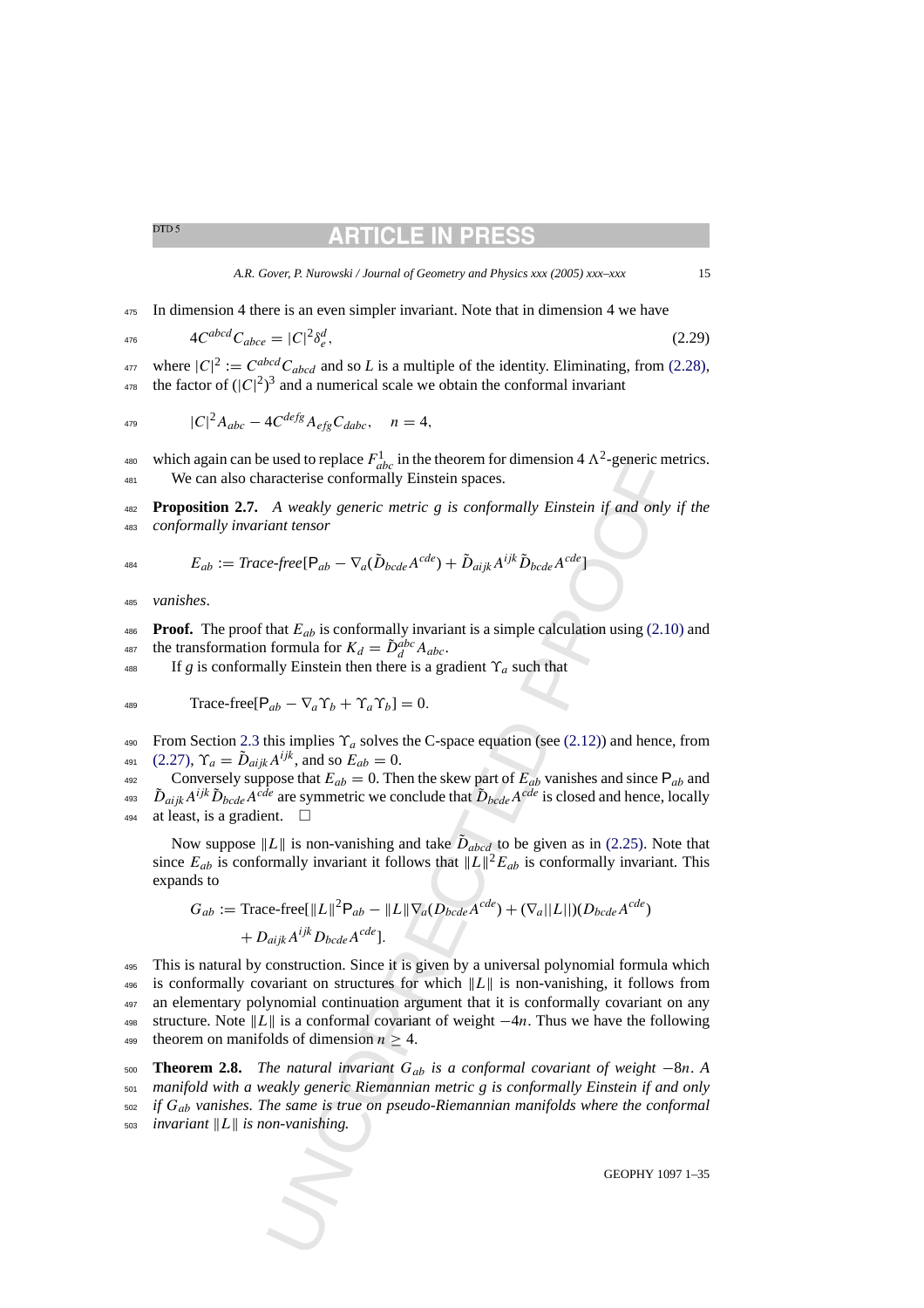In dimension 4 there is an even simpler invariant. Note that in dimension 4 we have

$$4C^{abcd}C_{abce} = |C|^2\delta_e^d, \tag{2.29}$$

where $|C|^2 := C^{abcd}C_{abcd}$ and so $L$ is a multiple of the identity. Eliminating, from (2.28), the factor of $(|C|^2)^3$ and a numerical scale we obtain the conformal invariant

$$|C|^2 A_{abc} - 4C^{defg}A_{efg}C_{dabc}, \quad n = 4,$$

which again can be used to replace $F^1_{abc}$ in the theorem for dimension 4 $\Lambda^2$-generic metrics.

We can also characterise conformally Einstein spaces.

**Proposition 2.7.** *A weakly generic metric g is conformally Einstein if and only if the conformally invariant tensor*

$$E_{ab} := \textit{Trace-free}[\mathsf{P}_{ab} - \nabla_a(\tilde{D}_{bcde}A^{cde}) + \tilde{D}_{aijk}A^{ijk}\tilde{D}_{bcde}A^{cde}]$$

*vanishes*.

**Proof.** The proof that $E_{ab}$ is conformally invariant is a simple calculation using (2.10) and the transformation formula for $K_d = \tilde{D}_d^{abc}A_{abc}$.

If $g$ is conformally Einstein then there is a gradient $\Upsilon_a$ such that

$$\text{Trace-free}[\mathsf{P}_{ab} - \nabla_a\Upsilon_b + \Upsilon_a\Upsilon_b] = 0.$$

From Section 2.3 this implies $\Upsilon_a$ solves the C-space equation (see (2.12)) and hence, from (2.27), $\Upsilon_a = \tilde{D}_{aijk}A^{ijk}$, and so $E_{ab} = 0$.

Conversely suppose that $E_{ab} = 0$. Then the skew part of $E_{ab}$ vanishes and since $\mathsf{P}_{ab}$ and $\tilde{D}_{aijk}A^{ijk}\tilde{D}_{bcde}A^{cde}$ are symmetric we conclude that $\tilde{D}_{bcde}A^{cde}$ is closed and hence, locally at least, is a gradient. $\square$

Now suppose $\|L\|$ is non-vanishing and take $\tilde{D}_{abcd}$ to be given as in (2.25). Note that since $E_{ab}$ is conformally invariant it follows that $\|L\|^2E_{ab}$ is conformally invariant. This expands to

$$\begin{aligned} G_{ab} := \text{Trace-free}[&\|L\|^2\mathsf{P}_{ab} - \|L\|\nabla_a(D_{bcde}A^{cde}) + (\nabla_a||L||)(D_{bcde}A^{cde}) \\ &+ D_{aijk}A^{ijk}D_{bcde}A^{cde}]. \end{aligned}$$

This is natural by construction. Since it is given by a universal polynomial formula which is conformally covariant on structures for which $\|L\|$ is non-vanishing, it follows from an elementary polynomial continuation argument that it is conformally covariant on any structure. Note $\|L\|$ is a conformal covariant of weight $-4n$. Thus we have the following theorem on manifolds of dimension $n \geq 4$.

**Theorem 2.8.** *The natural invariant $G_{ab}$ is a conformal covariant of weight $-8n$. A manifold with a weakly generic Riemannian metric g is conformally Einstein if and only if $G_{ab}$ vanishes. The same is true on pseudo-Riemannian manifolds where the conformal invariant $\|L\|$ is non-vanishing.*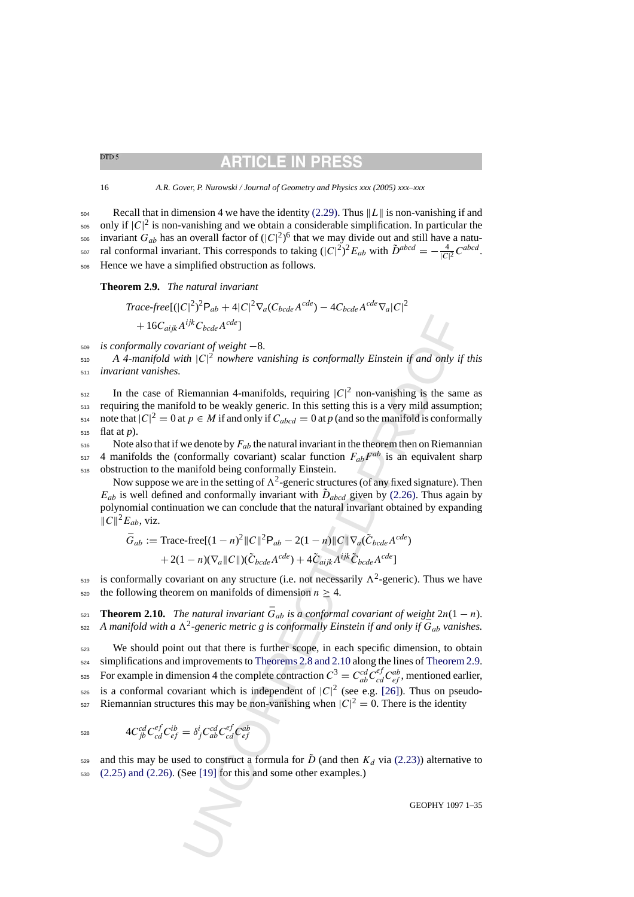Recall that in dimension 4 we have the identity (2.29). Thus $\|L\|$ is non-vanishing if and only if $|C|^2$ is non-vanishing and we obtain a considerable simplification. In particular the invariant $G_{ab}$ has an overall factor of $(|C|^2)^6$ that we may divide out and still have a natural conformal invariant. This corresponds to taking $(|C|^2)^2 E_{ab}$ with $\tilde{D}^{abcd} = -\frac{4}{|C|^2} C^{abcd}$. Hence we have a simplified obstruction as follows.

**Theorem 2.9.** *The natural invariant*

$$\text{Trace-free}[(|C|^2)^2 \mathsf{P}_{ab} + 4|C|^2 \nabla_a (C_{bcde} A^{cde}) - 4C_{bcde} A^{cde} \nabla_a |C|^2 + 16 C_{aijk} A^{ijk} C_{bcde} A^{cde}]$$

*is conformally covariant of weight* $-8$.

*A 4-manifold with* $|C|^2$ *nowhere vanishing is conformally Einstein if and only if this invariant vanishes.*

In the case of Riemannian 4-manifolds, requiring $|C|^2$ non-vanishing is the same as requiring the manifold to be weakly generic. In this setting this is a very mild assumption; note that $|C|^2 = 0$ at $p \in M$ if and only if $C_{abcd} = 0$ at $p$ (and so the manifold is conformally flat at $p$).

Note also that if we denote by $F_{ab}$ the natural invariant in the theorem then on Riemannian 4 manifolds the (conformally covariant) scalar function $F_{ab}F^{ab}$ is an equivalent sharp obstruction to the manifold being conformally Einstein.

Now suppose we are in the setting of $\Lambda^2$-generic structures (of any fixed signature). Then $E_{ab}$ is well defined and conformally invariant with $\tilde{D}_{abcd}$ given by (2.26). Thus again by polynomial continuation we can conclude that the natural invariant obtained by expanding $\|C\|^2 E_{ab}$, viz.

$$\bar{G}_{ab} := \text{Trace-free}[(1-n)^2 \|C\|^2 \mathsf{P}_{ab} - 2(1-n)\|C\| \nabla_a (\tilde{C}_{bcde} A^{cde}) + 2(1-n)(\nabla_a \|C\|)(\tilde{C}_{bcde} A^{cde}) + 4\tilde{C}_{aijk} A^{ijk} \tilde{C}_{bcde} A^{cde}]$$

is conformally covariant on any structure (i.e. not necessarily $\Lambda^2$-generic). Thus we have the following theorem on manifolds of dimension $n \geq 4$.

**Theorem 2.10.** *The natural invariant* $\bar{G}_{ab}$ *is a conformal covariant of weight* $2n(1-n)$. *A manifold with a* $\Lambda^2$*-generic metric* $g$ *is conformally Einstein if and only if* $\bar{G}_{ab}$ *vanishes.*

We should point out that there is further scope, in each specific dimension, to obtain simplifications and improvements to Theorems 2.8 and 2.10 along the lines of Theorem 2.9. For example in dimension 4 the complete contraction $C^3 = C_{ab}^{cd} C_{cd}^{ef} C_{ef}^{ab}$, mentioned earlier, is a conformal covariant which is independent of $|C|^2$ (see e.g. [26]). Thus on pseudo-Riemannian structures this may be non-vanishing when $|C|^2 = 0$. There is the identity

$$4 C_{jb}^{cd} C_{cd}^{ef} C_{ef}^{ib} = \delta^i_j C_{ab}^{cd} C_{cd}^{ef} C_{ef}^{ab}$$

and this may be used to construct a formula for $\tilde{D}$ (and then $K_d$ via (2.23)) alternative to (2.25) and (2.26). (See [19] for this and some other examples.)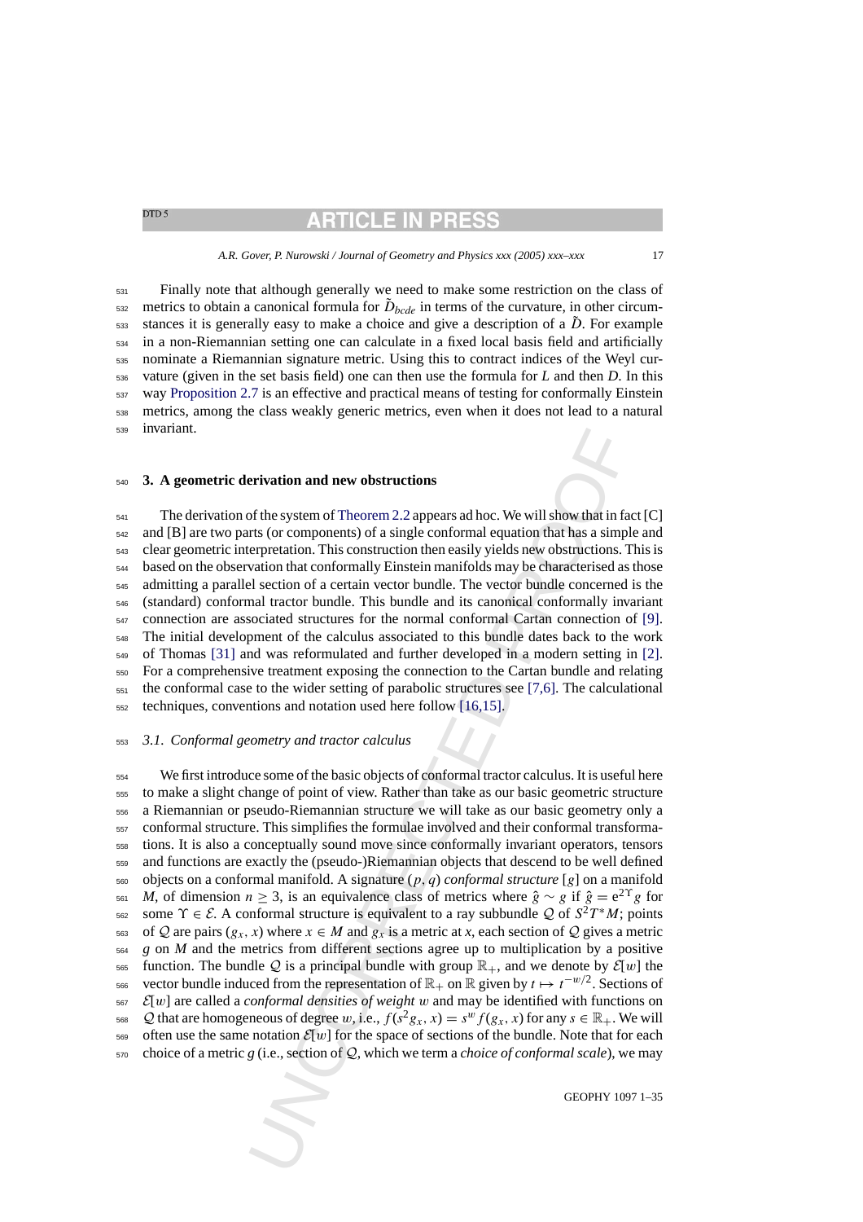Finally note that although generally we need to make some restriction on the class of metrics to obtain a canonical formula for $\tilde{D}_{bcde}$ in terms of the curvature, in other circumstances it is generally easy to make a choice and give a description of a $\tilde{D}$. For example in a non-Riemannian setting one can calculate in a fixed local basis field and artificially nominate a Riemannian signature metric. Using this to contract indices of the Weyl curvature (given in the set basis field) one can then use the formula for $L$ and then $D$. In this way Proposition 2.7 is an effective and practical means of testing for conformally Einstein metrics, among the class weakly generic metrics, even when it does not lead to a natural invariant.

## 3. A geometric derivation and new obstructions

The derivation of the system of Theorem 2.2 appears ad hoc. We will show that in fact [C] and [B] are two parts (or components) of a single conformal equation that has a simple and clear geometric interpretation. This construction then easily yields new obstructions. This is based on the observation that conformally Einstein manifolds may be characterised as those admitting a parallel section of a certain vector bundle. The vector bundle concerned is the (standard) conformal tractor bundle. This bundle and its canonical conformally invariant connection are associated structures for the normal conformal Cartan connection of [9]. The initial development of the calculus associated to this bundle dates back to the work of Thomas [31] and was reformulated and further developed in a modern setting in [2]. For a comprehensive treatment exposing the connection to the Cartan bundle and relating the conformal case to the wider setting of parabolic structures see [7,6]. The calculational techniques, conventions and notation used here follow [16,15].

### 3.1. Conformal geometry and tractor calculus

We first introduce some of the basic objects of conformal tractor calculus. It is useful here to make a slight change of point of view. Rather than take as our basic geometric structure a Riemannian or pseudo-Riemannian structure we will take as our basic geometry only a conformal structure. This simplifies the formulae involved and their conformal transformations. It is also a conceptually sound move since conformally invariant operators, tensors and functions are exactly the (pseudo-)Riemannian objects that descend to be well defined objects on a conformal manifold. A signature $(p, q)$ *conformal structure* $[g]$ on a manifold $M$, of dimension $n \geq 3$, is an equivalence class of metrics where $\hat{g} \sim g$ if $\hat{g} = e^{2\Upsilon} g$ for some $\Upsilon \in \mathcal{E}$. A conformal structure is equivalent to a ray subbundle $\mathcal{Q}$ of $S^2T^*M$; points of $\mathcal{Q}$ are pairs $(g_x, x)$ where $x \in M$ and $g_x$ is a metric at $x$, each section of $\mathcal{Q}$ gives a metric $g$ on $M$ and the metrics from different sections agree up to multiplication by a positive function. The bundle $\mathcal{Q}$ is a principal bundle with group $\mathbb{R}_+$, and we denote by $\mathcal{E}[w]$ the vector bundle induced from the representation of $\mathbb{R}_+$ on $\mathbb{R}$ given by $t \mapsto t^{-w/2}$. Sections of $\mathcal{E}[w]$ are called a *conformal densities of weight* $w$ and may be identified with functions on $\mathcal{Q}$ that are homogeneous of degree $w$, i.e., $f(s^2 g_x, x) = s^w f(g_x, x)$ for any $s \in \mathbb{R}_+$. We will often use the same notation $\mathcal{E}[w]$ for the space of sections of the bundle. Note that for each choice of a metric $g$ (i.e., section of $\mathcal{Q}$, which we term a *choice of conformal scale*), we may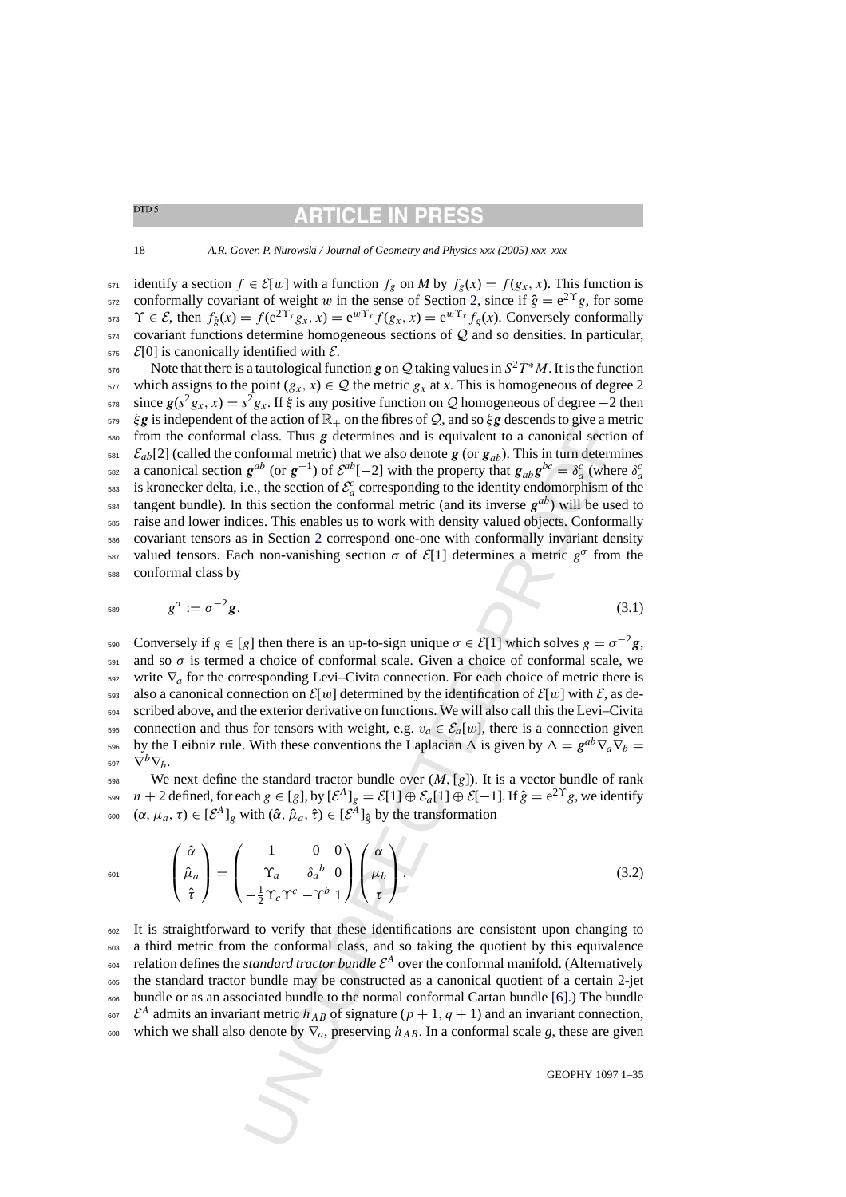identify a section $f \in \mathcal{E}[w]$ with a function $f_g$ on $M$ by $f_g(x) = f(g_x, x)$. This function is conformally covariant of weight $w$ in the sense of Section 2, since if $\hat{g} = e^{2\Upsilon} g$, for some $\Upsilon \in \mathcal{E}$, then $f_{\hat{g}}(x) = f(e^{2\Upsilon_x} g_x, x) = e^{w\Upsilon_x} f(g_x, x) = e^{w\Upsilon_x} f_g(x)$. Conversely conformally covariant functions determine homogeneous sections of $\mathcal{Q}$ and so densities. In particular, $\mathcal{E}[0]$ is canonically identified with $\mathcal{E}$.

Note that there is a tautological function $\boldsymbol{g}$ on $\mathcal{Q}$ taking values in $S^2T^*M$. It is the function which assigns to the point $(g_x, x) \in \mathcal{Q}$ the metric $g_x$ at $x$. This is homogeneous of degree 2 since $\boldsymbol{g}(s^2 g_x, x) = s^2 g_x$. If $\xi$ is any positive function on $\mathcal{Q}$ homogeneous of degree $-2$ then $\xi \boldsymbol{g}$ is independent of the action of $\mathbb{R}_+$ on the fibres of $\mathcal{Q}$, and so $\xi \boldsymbol{g}$ descends to give a metric from the conformal class. Thus $\boldsymbol{g}$ determines and is equivalent to a canonical section of $\mathcal{E}_{ab}[2]$ (called the conformal metric) that we also denote $\boldsymbol{g}$ (or $\boldsymbol{g}_{ab}$). This in turn determines a canonical section $\boldsymbol{g}^{ab}$ (or $\boldsymbol{g}^{-1}$) of $\mathcal{E}^{ab}[-2]$ with the property that $\boldsymbol{g}_{ab}\boldsymbol{g}^{bc} = \delta_a^c$ (where $\delta_a^c$ is kronecker delta, i.e., the section of $\mathcal{E}_a^c$ corresponding to the identity endomorphism of the tangent bundle). In this section the conformal metric (and its inverse $\boldsymbol{g}^{ab}$) will be used to raise and lower indices. This enables us to work with density valued objects. Conformally covariant tensors as in Section 2 correspond one-one with conformally invariant density valued tensors. Each non-vanishing section $\sigma$ of $\mathcal{E}[1]$ determines a metric $g^\sigma$ from the conformal class by

$$g^\sigma := \sigma^{-2} \boldsymbol{g}. \tag{3.1}$$

Conversely if $g \in [g]$ then there is an up-to-sign unique $\sigma \in \mathcal{E}[1]$ which solves $g = \sigma^{-2}\boldsymbol{g}$, and so $\sigma$ is termed a choice of conformal scale. Given a choice of conformal scale, we write $\nabla_a$ for the corresponding Levi–Civita connection. For each choice of metric there is also a canonical connection on $\mathcal{E}[w]$ determined by the identification of $\mathcal{E}[w]$ with $\mathcal{E}$, as described above, and the exterior derivative on functions. We will also call this the Levi–Civita connection and thus for tensors with weight, e.g. $v_a \in \mathcal{E}_a[w]$, there is a connection given by the Leibniz rule. With these conventions the Laplacian $\Delta$ is given by $\Delta = \boldsymbol{g}^{ab}\nabla_a\nabla_b = \nabla^b\nabla_b$.

We next define the standard tractor bundle over $(M, [g])$. It is a vector bundle of rank $n+2$ defined, for each $g \in [g]$, by $[\mathcal{E}^A]_g = \mathcal{E}[1] \oplus \mathcal{E}_a[1] \oplus \mathcal{E}[-1]$. If $\hat{g} = e^{2\Upsilon} g$, we identify $(\alpha, \mu_a, \tau) \in [\mathcal{E}^A]_g$ with $(\hat{\alpha}, \hat{\mu}_a, \hat{\tau}) \in [\mathcal{E}^A]_{\hat{g}}$ by the transformation

$$\begin{pmatrix} \hat{\alpha} \\ \hat{\mu}_a \\ \hat{\tau} \end{pmatrix} = \begin{pmatrix} 1 & 0 & 0 \\ \Upsilon_a & \delta_a{}^b & 0 \\ -\frac{1}{2}\Upsilon_c\Upsilon^c & -\Upsilon^b & 1 \end{pmatrix} \begin{pmatrix} \alpha \\ \mu_b \\ \tau \end{pmatrix}. \tag{3.2}$$

It is straightforward to verify that these identifications are consistent upon changing to a third metric from the conformal class, and so taking the quotient by this equivalence relation defines the *standard tractor bundle* $\mathcal{E}^A$ over the conformal manifold. (Alternatively the standard tractor bundle may be constructed as a canonical quotient of a certain 2-jet bundle or as an associated bundle to the normal conformal Cartan bundle [6].) The bundle $\mathcal{E}^A$ admits an invariant metric $h_{AB}$ of signature $(p+1, q+1)$ and an invariant connection, which we shall also denote by $\nabla_a$, preserving $h_{AB}$. In a conformal scale $g$, these are given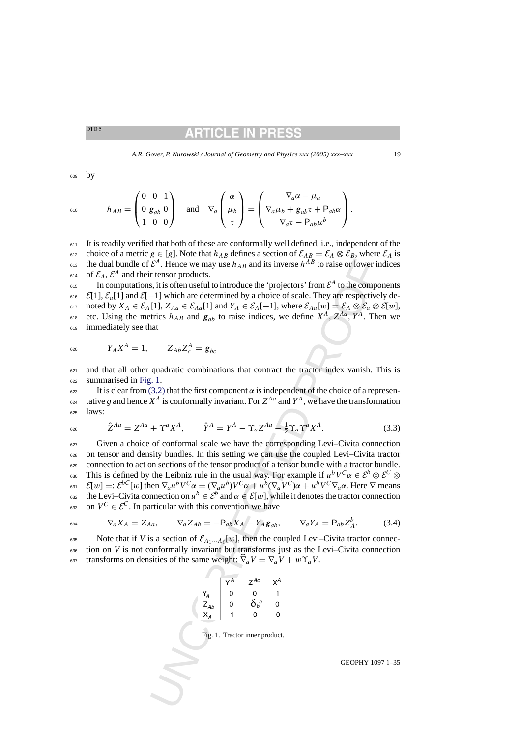by

$$h_{AB} = \begin{pmatrix} 0 & 0 & 1 \\ 0 & \boldsymbol{g}_{ab} & 0 \\ 1 & 0 & 0 \end{pmatrix} \quad \text{and} \quad \nabla_a \begin{pmatrix} \alpha \\ \mu_b \\ \tau \end{pmatrix} = \begin{pmatrix} \nabla_a \alpha - \mu_a \\ \nabla_a \mu_b + \boldsymbol{g}_{ab} \tau + \mathsf{P}_{ab} \alpha \\ \nabla_a \tau - \mathsf{P}_{ab} \mu^b \end{pmatrix}.$$

It is readily verified that both of these are conformally well defined, i.e., independent of the choice of a metric $g \in [g]$. Note that $h_{AB}$ defines a section of $\mathcal{E}_{AB} = \mathcal{E}_A \otimes \mathcal{E}_B$, where $\mathcal{E}_A$ is the dual bundle of $\mathcal{E}^A$. Hence we may use $h_{AB}$ and its inverse $h^{AB}$ to raise or lower indices of $\mathcal{E}_A$, $\mathcal{E}^A$ and their tensor products.

In computations, it is often useful to introduce the 'projectors' from $\mathcal{E}^A$ to the components $\mathcal{E}[1]$, $\mathcal{E}_a[1]$ and $\mathcal{E}[-1]$ which are determined by a choice of scale. They are respectively denoted by $X_A \in \mathcal{E}_A[1]$, $Z_{Aa} \in \mathcal{E}_{Aa}[1]$ and $Y_A \in \mathcal{E}_A[-1]$, where $\mathcal{E}_{Aa}[w] = \mathcal{E}_A \otimes \mathcal{E}_a \otimes \mathcal{E}[w]$, etc. Using the metrics $h_{AB}$ and $\boldsymbol{g}_{ab}$ to raise indices, we define $X^A, Z^{Aa}, Y^A$. Then we immediately see that

$$Y_A X^A = 1, \qquad Z_{Ab} Z^A_c = \boldsymbol{g}_{bc}$$

and that all other quadratic combinations that contract the tractor index vanish. This is summarised in Fig. 1.

It is clear from (3.2) that the first component $\alpha$ is independent of the choice of a representative $g$ and hence $X^A$ is conformally invariant. For $Z^{Aa}$ and $Y^A$, we have the transformation laws:

$$\hat{Z}^{Aa} = Z^{Aa} + \Upsilon^a X^A, \qquad \hat{Y}^A = Y^A - \Upsilon_a Z^{Aa} - \tfrac{1}{2} \Upsilon_a \Upsilon^a X^A. \tag{3.3}$$

Given a choice of conformal scale we have the corresponding Levi–Civita connection on tensor and density bundles. In this setting we can use the coupled Levi–Civita tractor connection to act on sections of the tensor product of a tensor bundle with a tractor bundle. This is defined by the Leibniz rule in the usual way. For example if $u^b V^C \alpha \in \mathcal{E}^b \otimes \mathcal{E}^C \otimes \mathcal{E}[w] =: \mathcal{E}^{bC}[w]$ then $\nabla_a u^b V^C \alpha = (\nabla_a u^b) V^C \alpha + u^b (\nabla_a V^C) \alpha + u^b V^C \nabla_a \alpha$. Here $\nabla$ means the Levi–Civita connection on $u^b \in \mathcal{E}^b$ and $\alpha \in \mathcal{E}[w]$, while it denotes the tractor connection on $V^C \in \mathcal{E}^C$. In particular with this convention we have

$$\nabla_a X_A = Z_{Aa}, \qquad \nabla_a Z_{Ab} = -\mathsf{P}_{ab} X_A - Y_A \boldsymbol{g}_{ab}, \qquad \nabla_a Y_A = \mathsf{P}_{ab} Z^b_A. \tag{3.4}$$

Note that if $V$ is a section of $\mathcal{E}_{A_1 \cdots A_\ell}[w]$, then the coupled Levi–Civita tractor connection on $V$ is not conformally invariant but transforms just as the Levi–Civita connection transforms on densities of the same weight: $\widehat{\nabla}_a V = \nabla_a V + w \Upsilon_a V$.

| | $Y^A$ | $Z^{Ac}$ | $X^A$ |
|---|---|---|---|
| $Y_A$ | 0 | 0 | 1 |
| $Z_{Ab}$ | 0 | $\delta_b{}^c$ | 0 |
| $X_A$ | 1 | 0 | 0 |

Fig. 1. Tractor inner product.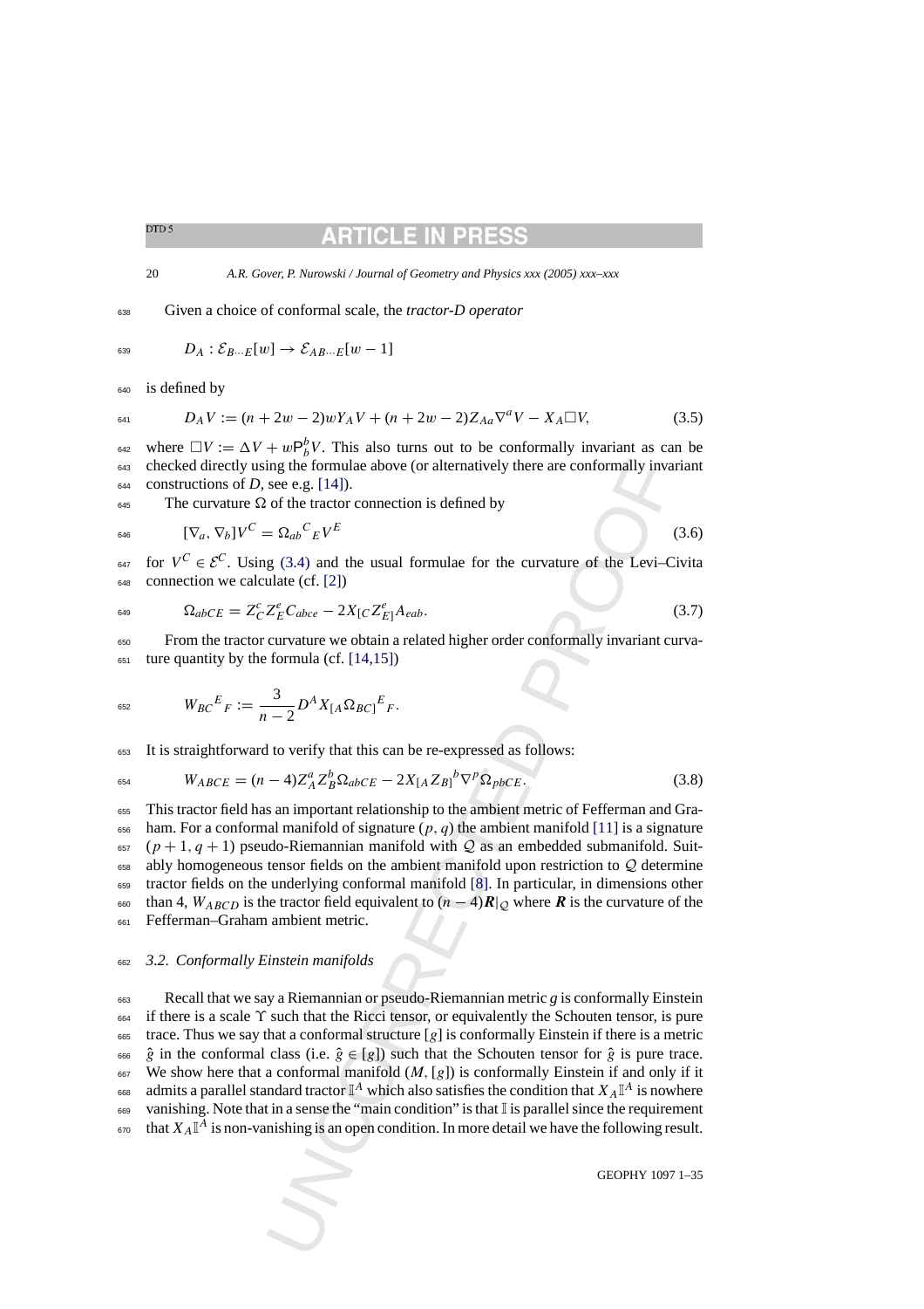Given a choice of conformal scale, the *tractor-D operator*

$$D_A : \mathcal{E}_{B\cdots E}[w] \to \mathcal{E}_{AB\cdots E}[w-1]$$

is defined by

$$D_A V := (n+2w-2)wY_A V + (n+2w-2)Z_{Aa}\nabla^a V - X_A \Box V, \tag{3.5}$$

where $\Box V := \Delta V + w\mathsf{P}_b^{\ b} V$. This also turns out to be conformally invariant as can be checked directly using the formulae above (or alternatively there are conformally invariant constructions of $D$, see e.g. [14]).

The curvature $\Omega$ of the tractor connection is defined by

$$[\nabla_a, \nabla_b]V^C = \Omega_{ab}{}^C{}_E V^E \tag{3.6}$$

for $V^C \in \mathcal{E}^C$. Using (3.4) and the usual formulae for the curvature of the Levi–Civita connection we calculate (cf. [2])

$$\Omega_{abCE} = Z_C^c Z_E^e C_{abce} - 2X_{[C} Z_{E]}^e A_{eab}. \tag{3.7}$$

From the tractor curvature we obtain a related higher order conformally invariant curvature quantity by the formula (cf. [14,15])

$$W_{BC}{}^E{}_F := \frac{3}{n-2} D^A X_{[A}\Omega_{BC]}{}^E{}_F.$$

It is straightforward to verify that this can be re-expressed as follows:

$$W_{ABCE} = (n-4)Z_A^a Z_B^b \Omega_{abCE} - 2X_{[A}Z_{B]}{}^b \nabla^p \Omega_{pbCE}. \tag{3.8}$$

This tractor field has an important relationship to the ambient metric of Fefferman and Graham. For a conformal manifold of signature $(p, q)$ the ambient manifold [11] is a signature $(p+1, q+1)$ pseudo-Riemannian manifold with $\mathcal{Q}$ as an embedded submanifold. Suitably homogeneous tensor fields on the ambient manifold upon restriction to $\mathcal{Q}$ determine tractor fields on the underlying conformal manifold [8]. In particular, in dimensions other than 4, $W_{ABCD}$ is the tractor field equivalent to $(n-4)\boldsymbol{R}|_{\mathcal{Q}}$ where $\boldsymbol{R}$ is the curvature of the Fefferman–Graham ambient metric.

### *3.2. Conformally Einstein manifolds*

Recall that we say a Riemannian or pseudo-Riemannian metric $g$ is conformally Einstein if there is a scale $\Upsilon$ such that the Ricci tensor, or equivalently the Schouten tensor, is pure trace. Thus we say that a conformal structure $[g]$ is conformally Einstein if there is a metric $\hat{g}$ in the conformal class (i.e. $\hat{g} \in [g]$) such that the Schouten tensor for $\hat{g}$ is pure trace. We show here that a conformal manifold $(M, [g])$ is conformally Einstein if and only if it admits a parallel standard tractor $\mathbb{I}^A$ which also satisfies the condition that $X_A\mathbb{I}^A$ is nowhere vanishing. Note that in a sense the "main condition" is that $\mathbb{I}$ is parallel since the requirement that $X_A\mathbb{I}^A$ is non-vanishing is an open condition. In more detail we have the following result.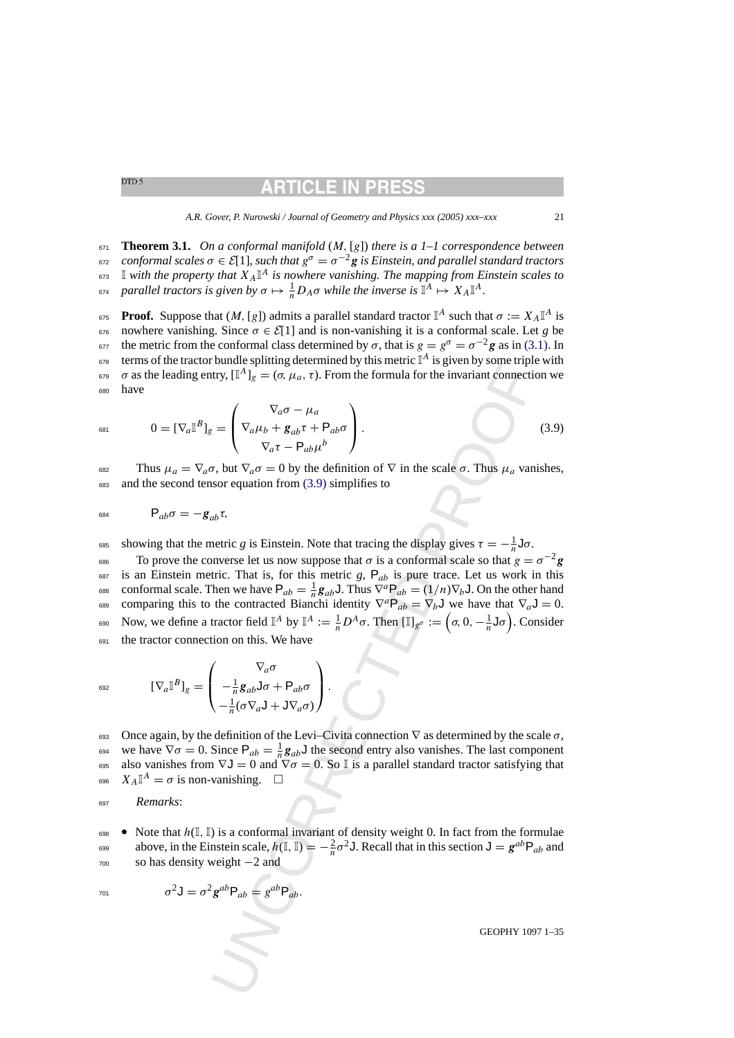**Theorem 3.1.** *On a conformal manifold* $(M, [g])$ *there is a 1–1 correspondence between conformal scales* $\sigma \in \mathcal{E}[1]$, *such that* $g^\sigma = \sigma^{-2}\boldsymbol{g}$ *is Einstein, and parallel standard tractors* $\mathbb{I}$ *with the property that* $X_A\mathbb{I}^A$ *is nowhere vanishing. The mapping from Einstein scales to parallel tractors is given by* $\sigma \mapsto \frac{1}{n}D_A\sigma$ *while the inverse is* $\mathbb{I}^A \mapsto X_A\mathbb{I}^A$.

**Proof.** Suppose that $(M, [g])$ admits a parallel standard tractor $\mathbb{I}^A$ such that $\sigma := X_A\mathbb{I}^A$ is nowhere vanishing. Since $\sigma \in \mathcal{E}[1]$ and is non-vanishing it is a conformal scale. Let $g$ be the metric from the conformal class determined by $\sigma$, that is $g = g^\sigma = \sigma^{-2}\boldsymbol{g}$ as in (3.1). In terms of the tractor bundle splitting determined by this metric $\mathbb{I}^A$ is given by some triple with $\sigma$ as the leading entry, $[\mathbb{I}^A]_g = (\sigma, \mu_a, \tau)$. From the formula for the invariant connection we have

$$0 = [\nabla_a \mathbb{I}^B]_g = \begin{pmatrix} \nabla_a\sigma - \mu_a \\ \nabla_a\mu_b + \boldsymbol{g}_{ab}\tau + \mathsf{P}_{ab}\sigma \\ \nabla_a\tau - \mathsf{P}_{ab}\mu^b \end{pmatrix}. \tag{3.9}$$

Thus $\mu_a = \nabla_a\sigma$, but $\nabla_a\sigma = 0$ by the definition of $\nabla$ in the scale $\sigma$. Thus $\mu_a$ vanishes, and the second tensor equation from (3.9) simplifies to

$$\mathsf{P}_{ab}\sigma = -\boldsymbol{g}_{ab}\tau,$$

showing that the metric $g$ is Einstein. Note that tracing the display gives $\tau = -\frac{1}{n}\mathsf{J}\sigma$.

To prove the converse let us now suppose that $\sigma$ is a conformal scale so that $g = \sigma^{-2}\boldsymbol{g}$ is an Einstein metric. That is, for this metric $g$, $\mathsf{P}_{ab}$ is pure trace. Let us work in this conformal scale. Then we have $\mathsf{P}_{ab} = \frac{1}{n}\boldsymbol{g}_{ab}\mathsf{J}$. Thus $\nabla^a\mathsf{P}_{ab} = (1/n)\nabla_b\mathsf{J}$. On the other hand comparing this to the contracted Bianchi identity $\nabla^a\mathsf{P}_{ab} = \nabla_b\mathsf{J}$ we have that $\nabla_a\mathsf{J} = 0$. Now, we define a tractor field $\mathbb{I}^A$ by $\mathbb{I}^A := \frac{1}{n}D^A\sigma$. Then $[\mathbb{I}]_{g^\sigma} := \left(\sigma, 0, -\frac{1}{n}\mathsf{J}\sigma\right)$. Consider the tractor connection on this. We have

$$[\nabla_a\mathbb{I}^B]_g = \begin{pmatrix} \nabla_a\sigma \\ -\frac{1}{n}\boldsymbol{g}_{ab}\mathsf{J}\sigma + \mathsf{P}_{ab}\sigma \\ -\frac{1}{n}(\sigma\nabla_a\mathsf{J} + \mathsf{J}\nabla_a\sigma) \end{pmatrix}.$$

Once again, by the definition of the Levi–Civita connection $\nabla$ as determined by the scale $\sigma$, we have $\nabla\sigma = 0$. Since $\mathsf{P}_{ab} = \frac{1}{n}\boldsymbol{g}_{ab}\mathsf{J}$ the second entry also vanishes. The last component also vanishes from $\nabla\mathsf{J} = 0$ and $\nabla\sigma = 0$. So $\mathbb{I}$ is a parallel standard tractor satisfying that $X_A\mathbb{I}^A = \sigma$ is non-vanishing. $\square$

*Remarks*:

- Note that $h(\mathbb{I}, \mathbb{I})$ is a conformal invariant of density weight 0. In fact from the formulae above, in the Einstein scale, $h(\mathbb{I}, \mathbb{I}) = -\frac{2}{n}\sigma^2\mathsf{J}$. Recall that in this section $\mathsf{J} = \boldsymbol{g}^{ab}\mathsf{P}_{ab}$ and so has density weight $-2$ and

$$\sigma^2\mathsf{J} = \sigma^2\boldsymbol{g}^{ab}\mathsf{P}_{ab} = g^{ab}\mathsf{P}_{ab}.$$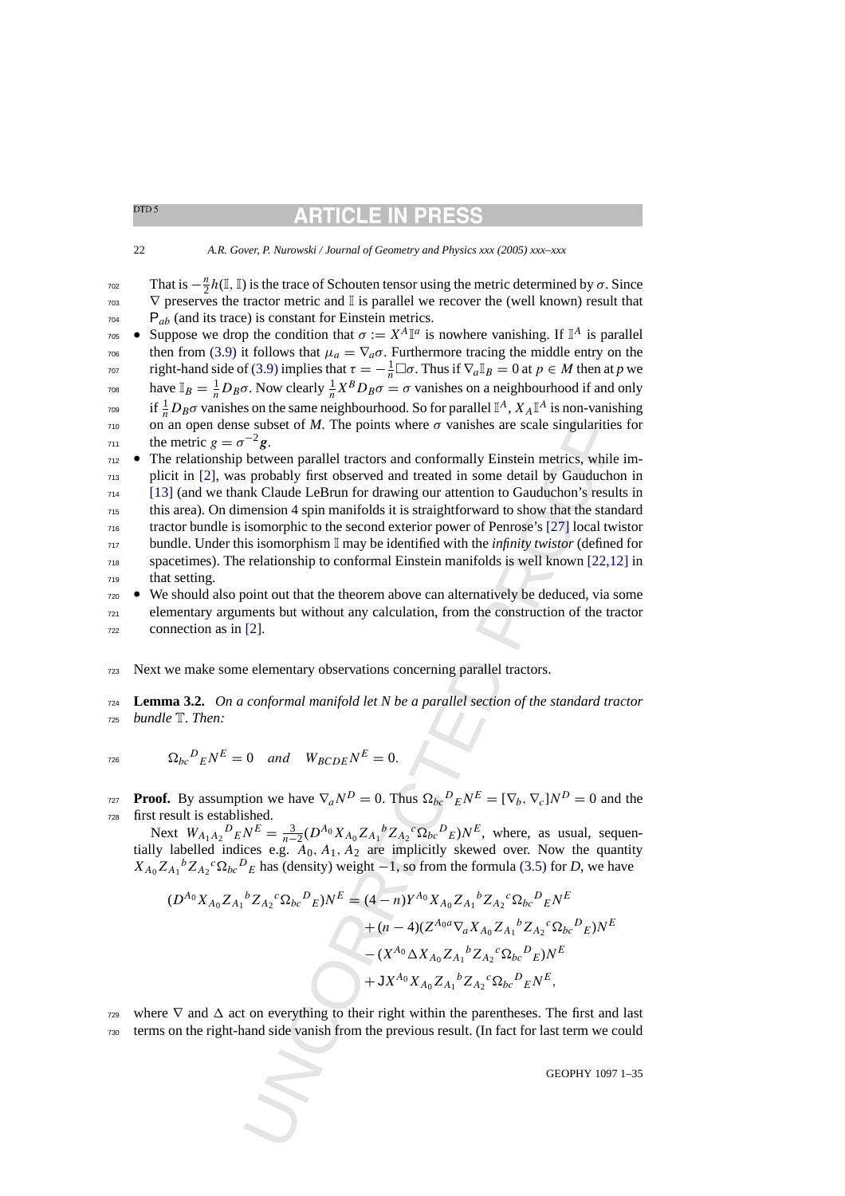That is $-\frac{n}{2}h(\mathbb{I}, \mathbb{I})$ is the trace of Schouten tensor using the metric determined by $\sigma$. Since $\nabla$ preserves the tractor metric and $\mathbb{I}$ is parallel we recover the (well known) result that $\mathsf{P}_{ab}$ (and its trace) is constant for Einstein metrics.

- Suppose we drop the condition that $\sigma := X^A \mathbb{I}^a$ is nowhere vanishing. If $\mathbb{I}^A$ is parallel then from (3.9) it follows that $\mu_a = \nabla_a \sigma$. Furthermore tracing the middle entry on the right-hand side of (3.9) implies that $\tau = -\frac{1}{n}\Box\sigma$. Thus if $\nabla_a \mathbb{I}_B = 0$ at $p \in M$ then at $p$ we have $\mathbb{I}_B = \frac{1}{n}D_B\sigma$. Now clearly $\frac{1}{n}X^B D_B \sigma = \sigma$ vanishes on a neighbourhood if and only if $\frac{1}{n}D_B\sigma$ vanishes on the same neighbourhood. So for parallel $\mathbb{I}^A$, $X_A\mathbb{I}^A$ is non-vanishing on an open dense subset of $M$. The points where $\sigma$ vanishes are scale singularities for the metric $g = \sigma^{-2}\boldsymbol{g}$.
- The relationship between parallel tractors and conformally Einstein metrics, while implicit in [2], was probably first observed and treated in some detail by Gauduchon in [13] (and we thank Claude LeBrun for drawing our attention to Gauduchon's results in this area). On dimension 4 spin manifolds it is straightforward to show that the standard tractor bundle is isomorphic to the second exterior power of Penrose's [27] local twistor bundle. Under this isomorphism $\mathbb{I}$ may be identified with the *infinity twistor* (defined for spacetimes). The relationship to conformal Einstein manifolds is well known [22,12] in that setting.
- We should also point out that the theorem above can alternatively be deduced, via some elementary arguments but without any calculation, from the construction of the tractor connection as in [2].

Next we make some elementary observations concerning parallel tractors.

**Lemma 3.2.** *On a conformal manifold let N be a parallel section of the standard tractor bundle* $\mathbb{T}$. *Then:*

$$\Omega_{bc}{}^{D}{}_{E}N^E = 0 \quad and \quad W_{BCDE}N^E = 0.$$

**Proof.** By assumption we have $\nabla_a N^D = 0$. Thus $\Omega_{bc}{}^{D}{}_{E}N^E = [\nabla_b, \nabla_c]N^D = 0$ and the first result is established.

Next $W_{A_1A_2}{}^{D}{}_{E}N^E = \frac{3}{n-2}(D^{A_0}X_{A_0}Z_{A_1}{}^{b}Z_{A_2}{}^{c}\Omega_{bc}{}^{D}{}_{E})N^E$, where, as usual, sequentially labelled indices e.g. $A_0, A_1, A_2$ are implicitly skewed over. Now the quantity $X_{A_0}Z_{A_1}{}^{b}Z_{A_2}{}^{c}\Omega_{bc}{}^{D}{}_{E}$ has (density) weight $-1$, so from the formula (3.5) for $D$, we have

$$\begin{aligned}
(D^{A_0}X_{A_0}Z_{A_1}{}^{b}Z_{A_2}{}^{c}\Omega_{bc}{}^{D}{}_{E})N^E &= (4-n)Y^{A_0}X_{A_0}Z_{A_1}{}^{b}Z_{A_2}{}^{c}\Omega_{bc}{}^{D}{}_{E}N^E \\
&\quad + (n-4)(Z^{A_0a}\nabla_a X_{A_0}Z_{A_1}{}^{b}Z_{A_2}{}^{c}\Omega_{bc}{}^{D}{}_{E})N^E \\
&\quad - (X^{A_0}\Delta X_{A_0}Z_{A_1}{}^{b}Z_{A_2}{}^{c}\Omega_{bc}{}^{D}{}_{E})N^E \\
&\quad + \mathsf{J}X^{A_0}X_{A_0}Z_{A_1}{}^{b}Z_{A_2}{}^{c}\Omega_{bc}{}^{D}{}_{E}N^E,
\end{aligned}$$

where $\nabla$ and $\Delta$ act on everything to their right within the parentheses. The first and last terms on the right-hand side vanish from the previous result. (In fact for last term we could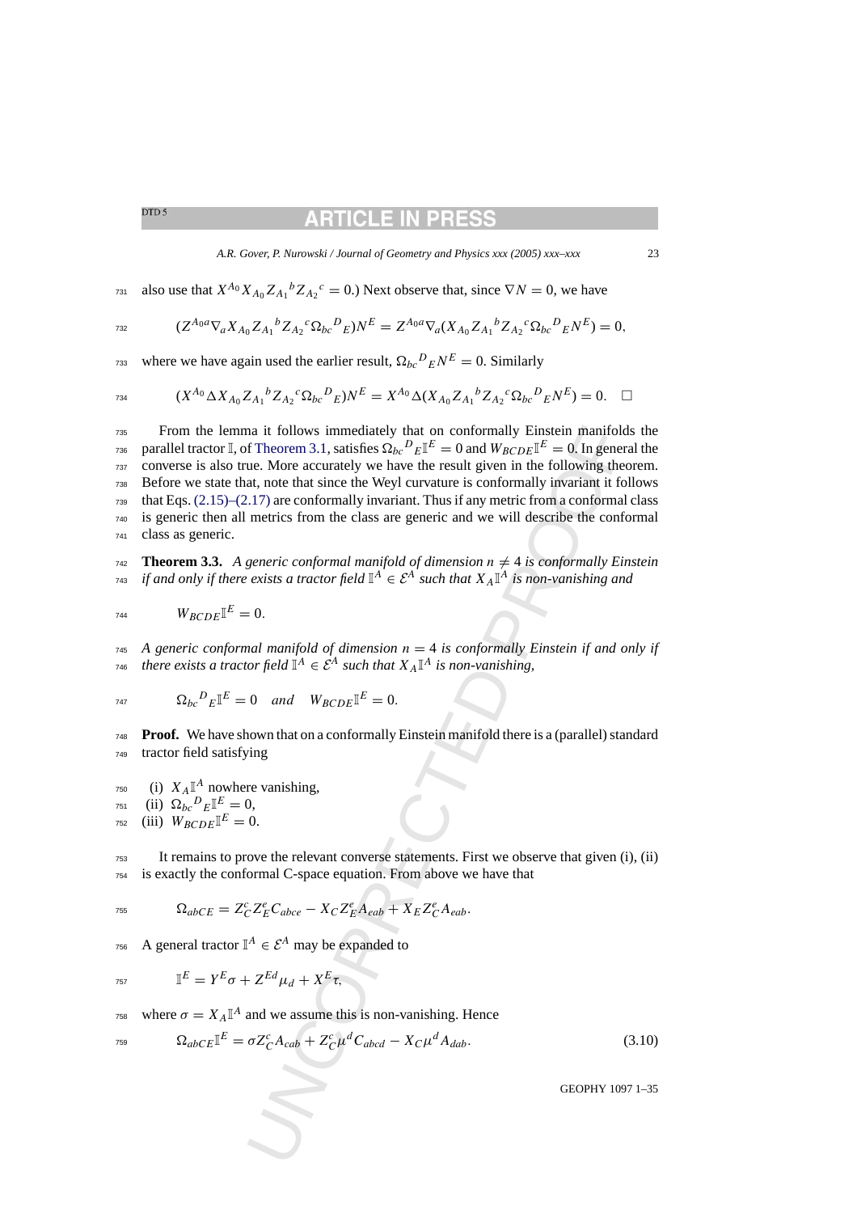also use that $X^{A_0} X_{A_0} Z_{A_1}{}^b Z_{A_2}{}^c = 0$.) Next observe that, since $\nabla N = 0$, we have

$$(Z^{A_0 a} \nabla_a X_{A_0} Z_{A_1}{}^b Z_{A_2}{}^c \Omega_{bc}{}^D{}_E) N^E = Z^{A_0 a} \nabla_a (X_{A_0} Z_{A_1}{}^b Z_{A_2}{}^c \Omega_{bc}{}^D{}_E N^E) = 0,$$

where we have again used the earlier result, $\Omega_{bc}{}^D{}_E N^E = 0$. Similarly

$$(X^{A_0} \Delta X_{A_0} Z_{A_1}{}^b Z_{A_2}{}^c \Omega_{bc}{}^D{}_E) N^E = X^{A_0} \Delta (X_{A_0} Z_{A_1}{}^b Z_{A_2}{}^c \Omega_{bc}{}^D{}_E N^E) = 0. \quad \square$$

From the lemma it follows immediately that on conformally Einstein manifolds the parallel tractor $\mathbb{I}$, of Theorem 3.1, satisfies $\Omega_{bc}{}^D{}_E \mathbb{I}^E = 0$ and $W_{BCDE} \mathbb{I}^E = 0$. In general the converse is also true. More accurately we have the result given in the following theorem. Before we state that, note that since the Weyl curvature is conformally invariant it follows that Eqs. (2.15)–(2.17) are conformally invariant. Thus if any metric from a conformal class is generic then all metrics from the class are generic and we will describe the conformal class as generic.

**Theorem 3.3.** *A generic conformal manifold of dimension $n \neq 4$ is conformally Einstein if and only if there exists a tractor field $\mathbb{I}^A \in \mathcal{E}^A$ such that $X_A \mathbb{I}^A$ is non-vanishing and*

$$W_{BCDE} \mathbb{I}^E = 0.$$

*A generic conformal manifold of dimension $n = 4$ is conformally Einstein if and only if there exists a tractor field $\mathbb{I}^A \in \mathcal{E}^A$ such that $X_A \mathbb{I}^A$ is non-vanishing,*

$$\Omega_{bc}{}^D{}_E \mathbb{I}^E = 0 \quad \text{and} \quad W_{BCDE} \mathbb{I}^E = 0.$$

**Proof.** We have shown that on a conformally Einstein manifold there is a (parallel) standard tractor field satisfying

(i) $X_A \mathbb{I}^A$ nowhere vanishing,
(ii) $\Omega_{bc}{}^D{}_E \mathbb{I}^E = 0$,
(iii) $W_{BCDE} \mathbb{I}^E = 0$.

It remains to prove the relevant converse statements. First we observe that given (i), (ii) is exactly the conformal C-space equation. From above we have that

$$\Omega_{abCE} = Z_C^c Z_E^e C_{abce} - X_C Z_E^e A_{eab} + X_E Z_C^e A_{eab}.$$

A general tractor $\mathbb{I}^A \in \mathcal{E}^A$ may be expanded to

$$\mathbb{I}^E = Y^E \sigma + Z^{Ed} \mu_d + X^E \tau,$$

where $\sigma = X_A \mathbb{I}^A$ and we assume this is non-vanishing. Hence

$$\Omega_{abCE} \mathbb{I}^E = \sigma Z_C^c A_{cab} + Z_C^c \mu^d C_{abcd} - X_C \mu^d A_{dab}. \tag{3.10}$$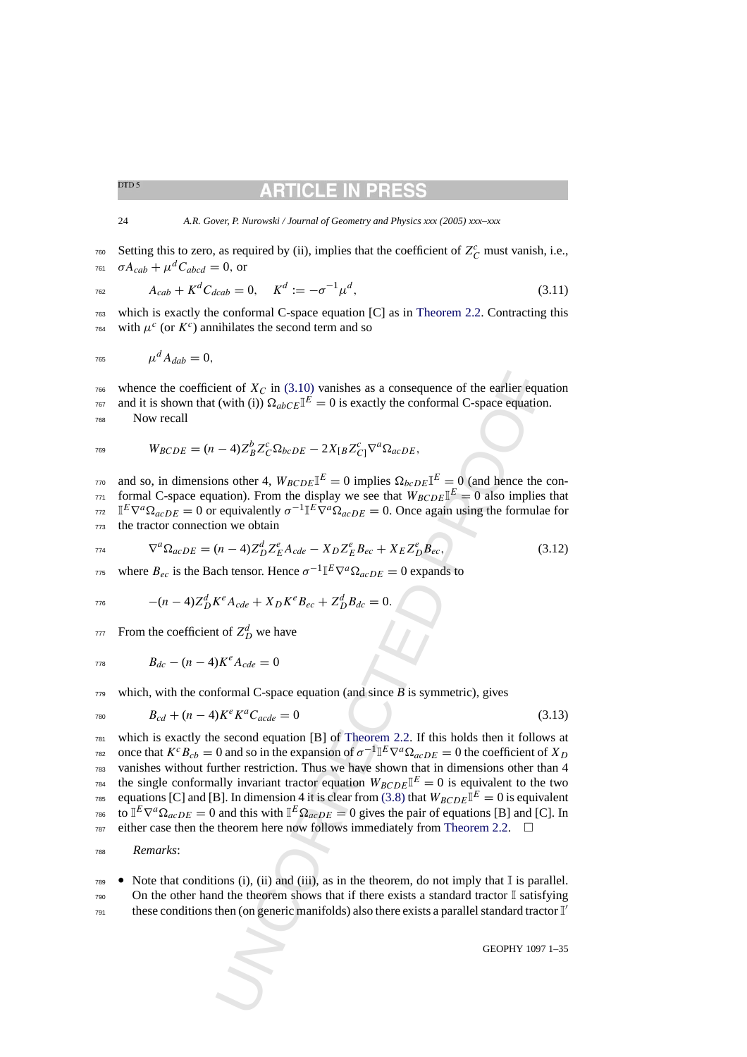Setting this to zero, as required by (ii), implies that the coefficient of $Z_C^c$ must vanish, i.e., $\sigma A_{cab} + \mu^d C_{abcd} = 0$, or

$$A_{cab} + K^d C_{dcab} = 0, \quad K^d := -\sigma^{-1}\mu^d, \tag{3.11}$$

which is exactly the conformal C-space equation [C] as in Theorem 2.2. Contracting this with $\mu^c$ (or $K^c$) annihilates the second term and so

$$\mu^d A_{dab} = 0,$$

whence the coefficient of $X_C$ in (3.10) vanishes as a consequence of the earlier equation and it is shown that (with (i)) $\Omega_{abCE}\mathbb{I}^E = 0$ is exactly the conformal C-space equation.

Now recall

$$W_{BCDE} = (n-4)Z_B^b Z_C^c \Omega_{bcDE} - 2X_{[B}Z_{C]}^c \nabla^a \Omega_{acDE},$$

and so, in dimensions other 4, $W_{BCDE}\mathbb{I}^E = 0$ implies $\Omega_{bcDE}\mathbb{I}^E = 0$ (and hence the conformal C-space equation). From the display we see that $W_{BCDE}\mathbb{I}^E = 0$ also implies that $\mathbb{I}^E\nabla^a\Omega_{acDE} = 0$ or equivalently $\sigma^{-1}\mathbb{I}^E\nabla^a\Omega_{acDE} = 0$. Once again using the formulae for the tractor connection we obtain

$$\nabla^a \Omega_{acDE} = (n-4)Z_D^d Z_E^e A_{cde} - X_D Z_E^e B_{ec} + X_E Z_D^e B_{ec}, \tag{3.12}$$

where $B_{ec}$ is the Bach tensor. Hence $\sigma^{-1}\mathbb{I}^E\nabla^a\Omega_{acDE} = 0$ expands to

$$-(n-4)Z_D^d K^e A_{cde} + X_D K^e B_{ec} + Z_D^d B_{dc} = 0.$$

From the coefficient of $Z_D^d$ we have

$$B_{dc} - (n-4)K^e A_{cde} = 0$$

which, with the conformal C-space equation (and since $B$ is symmetric), gives

$$B_{cd} + (n-4)K^e K^a C_{acde} = 0 \tag{3.13}$$

which is exactly the second equation [B] of Theorem 2.2. If this holds then it follows at once that $K^c B_{cb} = 0$ and so in the expansion of $\sigma^{-1}\mathbb{I}^E\nabla^a\Omega_{acDE} = 0$ the coefficient of $X_D$ vanishes without further restriction. Thus we have shown that in dimensions other than 4 the single conformally invariant tractor equation $W_{BCDE}\mathbb{I}^E = 0$ is equivalent to the two equations [C] and [B]. In dimension 4 it is clear from (3.8) that $W_{BCDE}\mathbb{I}^E = 0$ is equivalent to $\mathbb{I}^E\nabla^a\Omega_{acDE} = 0$ and this with $\mathbb{I}^E\Omega_{acDE} = 0$ gives the pair of equations [B] and [C]. In either case then the theorem here now follows immediately from Theorem 2.2. □

*Remarks*:

- Note that conditions (i), (ii) and (iii), as in the theorem, do not imply that $\mathbb{I}$ is parallel. On the other hand the theorem shows that if there exists a standard tractor $\mathbb{I}$ satisfying these conditions then (on generic manifolds) also there exists a parallel standard tractor $\mathbb{I}'$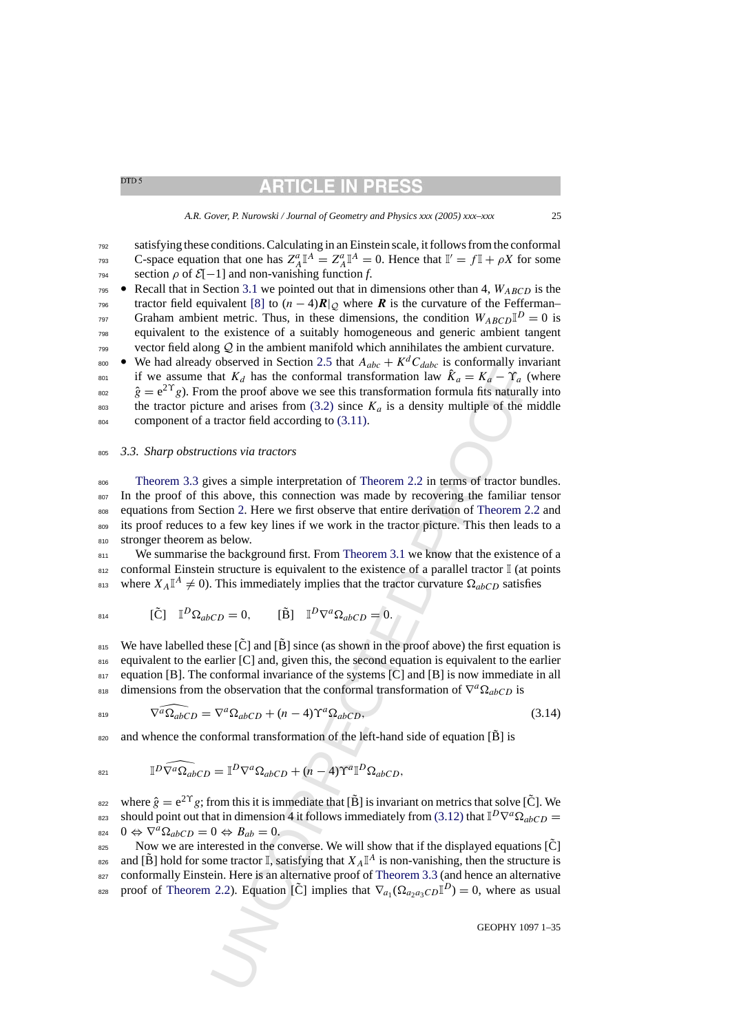satisfying these conditions. Calculating in an Einstein scale, it follows from the conformal C-space equation that one has $Z_A^a \mathbb{I}^A = Z_A^a \mathbb{I}^A = 0$. Hence that $\mathbb{I}' = f\mathbb{I} + \rho X$ for some section $\rho$ of $\mathcal{E}[-1]$ and non-vanishing function $f$.

- Recall that in Section 3.1 we pointed out that in dimensions other than 4, $W_{ABCD}$ is the tractor field equivalent [8] to $(n-4)\boldsymbol{R}|_{\mathcal{Q}}$ where $\boldsymbol{R}$ is the curvature of the Fefferman–Graham ambient metric. Thus, in these dimensions, the condition $W_{ABCD}\mathbb{I}^D = 0$ is equivalent to the existence of a suitably homogeneous and generic ambient tangent vector field along $\mathcal{Q}$ in the ambient manifold which annihilates the ambient curvature.
- We had already observed in Section 2.5 that $A_{abc} + K^d C_{dabc}$ is conformally invariant if we assume that $K_d$ has the conformal transformation law $\hat{K}_a = K_a - \Upsilon_a$ (where $\hat{g} = e^{2\Upsilon} g$). From the proof above we see this transformation formula fits naturally into the tractor picture and arises from (3.2) since $K_a$ is a density multiple of the middle component of a tractor field according to (3.11).

### 3.3. Sharp obstructions via tractors

Theorem 3.3 gives a simple interpretation of Theorem 2.2 in terms of tractor bundles. In the proof of this above, this connection was made by recovering the familiar tensor equations from Section 2. Here we first observe that entire derivation of Theorem 2.2 and its proof reduces to a few key lines if we work in the tractor picture. This then leads to a stronger theorem as below.

We summarise the background first. From Theorem 3.1 we know that the existence of a conformal Einstein structure is equivalent to the existence of a parallel tractor $\mathbb{I}$ (at points where $X_A \mathbb{I}^A \neq 0$). This immediately implies that the tractor curvature $\Omega_{abCD}$ satisfies

$$[\tilde{\mathrm{C}}] \quad \mathbb{I}^D \Omega_{abCD} = 0, \qquad [\tilde{\mathrm{B}}] \quad \mathbb{I}^D \nabla^a \Omega_{abCD} = 0.$$

We have labelled these $[\tilde{\mathrm{C}}]$ and $[\tilde{\mathrm{B}}]$ since (as shown in the proof above) the first equation is equivalent to the earlier [C] and, given this, the second equation is equivalent to the earlier equation [B]. The conformal invariance of the systems [C] and [B] is now immediate in all dimensions from the observation that the conformal transformation of $\nabla^a \Omega_{abCD}$ is

$$\widehat{\nabla^a \Omega_{abCD}} = \nabla^a \Omega_{abCD} + (n-4)\Upsilon^a \Omega_{abCD}, \tag{3.14}$$

and whence the conformal transformation of the left-hand side of equation $[\tilde{\mathrm{B}}]$ is

$$\mathbb{I}^D \widehat{\nabla^a \Omega_{abCD}} = \mathbb{I}^D \nabla^a \Omega_{abCD} + (n-4)\Upsilon^a \mathbb{I}^D \Omega_{abCD},$$

where $\hat{g} = e^{2\Upsilon} g$; from this it is immediate that $[\tilde{\mathrm{B}}]$ is invariant on metrics that solve $[\tilde{\mathrm{C}}]$. We should point out that in dimension 4 it follows immediately from (3.12) that $\mathbb{I}^D \nabla^a \Omega_{abCD} = 0 \Leftrightarrow \nabla^a \Omega_{abCD} = 0 \Leftrightarrow B_{ab} = 0$.

Now we are interested in the converse. We will show that if the displayed equations $[\tilde{\mathrm{C}}]$ and $[\tilde{\mathrm{B}}]$ hold for some tractor $\mathbb{I}$, satisfying that $X_A \mathbb{I}^A$ is non-vanishing, then the structure is conformally Einstein. Here is an alternative proof of Theorem 3.3 (and hence an alternative proof of Theorem 2.2). Equation $[\tilde{\mathrm{C}}]$ implies that $\nabla_{a_1}(\Omega_{a_2 a_3 CD}\mathbb{I}^D) = 0$, where as usual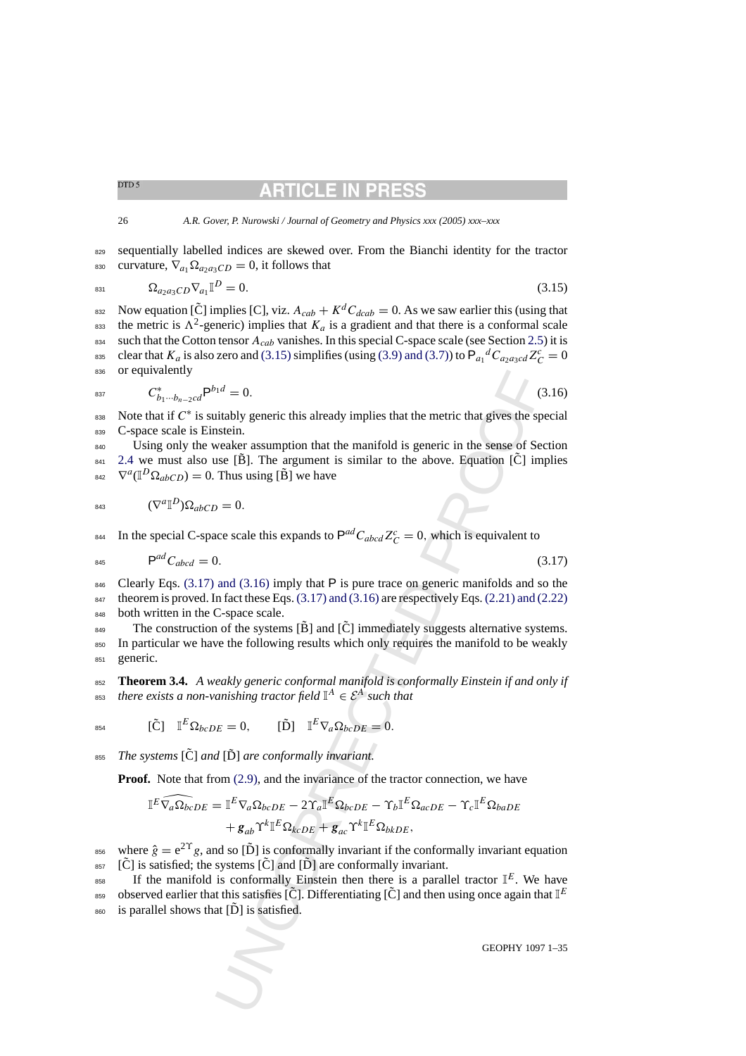sequentially labelled indices are skewed over. From the Bianchi identity for the tractor curvature, $\nabla_{a_1}\Omega_{a_2a_3CD} = 0$, it follows that

$$\Omega_{a_2a_3CD}\nabla_{a_1}\mathbb{I}^D = 0. \tag{3.15}$$

Now equation [$\tilde{\mathrm{C}}$] implies [C], viz. $A_{cab} + K^d C_{dcab} = 0$. As we saw earlier this (using that the metric is $\Lambda^2$-generic) implies that $K_a$ is a gradient and that there is a conformal scale such that the Cotton tensor $A_{cab}$ vanishes. In this special C-space scale (see Section 2.5) it is clear that $K_a$ is also zero and (3.15) simplifies (using (3.9) and (3.7)) to $\mathsf{P}_{a_1}{}^d C_{a_2a_3cd} Z_C^c = 0$ or equivalently

$$C^*_{b_1\cdots b_{n-2}cd}\mathsf{P}^{b_1 d} = 0. \tag{3.16}$$

Note that if $C^*$ is suitably generic this already implies that the metric that gives the special C-space scale is Einstein.

Using only the weaker assumption that the manifold is generic in the sense of Section 2.4 we must also use [$\tilde{\mathrm{B}}$]. The argument is similar to the above. Equation [$\tilde{\mathrm{C}}$] implies $\nabla^a(\mathbb{I}^D\Omega_{abCD}) = 0$. Thus using [$\tilde{\mathrm{B}}$] we have

$$(\nabla^a\mathbb{I}^D)\Omega_{abCD} = 0.$$

In the special C-space scale this expands to $\mathsf{P}^{ad}C_{abcd}Z_C^c = 0$, which is equivalent to

$$\mathsf{P}^{ad}C_{abcd} = 0. \tag{3.17}$$

Clearly Eqs. (3.17) and (3.16) imply that $\mathsf{P}$ is pure trace on generic manifolds and so the theorem is proved. In fact these Eqs. (3.17) and (3.16) are respectively Eqs. (2.21) and (2.22) both written in the C-space scale.

The construction of the systems [$\tilde{\mathrm{B}}$] and [$\tilde{\mathrm{C}}$] immediately suggests alternative systems. In particular we have the following results which only requires the manifold to be weakly generic.

**Theorem 3.4.** *A weakly generic conformal manifold is conformally Einstein if and only if there exists a non-vanishing tractor field $\mathbb{I}^A \in \mathcal{E}^A$ such that*

$$[\tilde{\mathrm{C}}] \quad \mathbb{I}^E\Omega_{bcDE} = 0, \qquad [\tilde{\mathrm{D}}] \quad \mathbb{I}^E\nabla_a\Omega_{bcDE} = 0.$$

*The systems [$\tilde{\mathrm{C}}$] and [$\tilde{\mathrm{D}}$] are conformally invariant.*

**Proof.** Note that from (2.9), and the invariance of the tractor connection, we have

$$\begin{aligned}\mathbb{I}^E\widehat{\nabla_a\Omega_{bcDE}} = {}& \mathbb{I}^E\nabla_a\Omega_{bcDE} - 2\Upsilon_a\mathbb{I}^E\Omega_{bcDE} - \Upsilon_b\mathbb{I}^E\Omega_{acDE} - \Upsilon_c\mathbb{I}^E\Omega_{baDE} \\ & + \boldsymbol{g}_{ab}\Upsilon^k\mathbb{I}^E\Omega_{kcDE} + \boldsymbol{g}_{ac}\Upsilon^k\mathbb{I}^E\Omega_{bkDE},\end{aligned}$$

where $\hat{g} = \mathrm{e}^{2\Upsilon}g$, and so [$\tilde{\mathrm{D}}$] is conformally invariant if the conformally invariant equation [$\tilde{\mathrm{C}}$] is satisfied; the systems [$\tilde{\mathrm{C}}$] and [$\tilde{\mathrm{D}}$] are conformally invariant.

If the manifold is conformally Einstein then there is a parallel tractor $\mathbb{I}^E$. We have observed earlier that this satisfies [$\tilde{\mathrm{C}}$]. Differentiating [$\tilde{\mathrm{C}}$] and then using once again that $\mathbb{I}^E$ is parallel shows that [$\tilde{\mathrm{D}}$] is satisfied.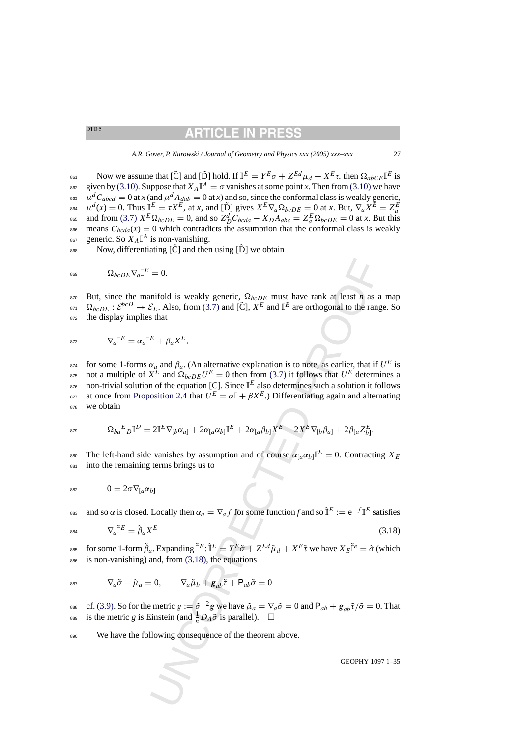Now we assume that $[\tilde{C}]$ and $[\tilde{D}]$ hold. If $\mathbb{I}^E = Y^E\sigma + Z^{Ed}\mu_d + X^E\tau$, then $\Omega_{abCE}\mathbb{I}^E$ is given by (3.10). Suppose that $X_A\mathbb{I}^A = \sigma$ vanishes at some point $x$. Then from (3.10) we have $\mu^d C_{abcd} = 0$ at $x$ (and $\mu^d A_{dab} = 0$ at $x$) and so, since the conformal class is weakly generic, $\mu^d(x) = 0$. Thus $\mathbb{I}^E = \tau X^E$, at $x$, and $[\tilde{D}]$ gives $X^E \nabla_a \Omega_{bcDE} = 0$ at $x$. But, $\nabla_a X^E = Z_a^E$ and from (3.7) $X^E \Omega_{bcDE} = 0$, and so $Z_D^d C_{bcda} - X_D A_{abc} = Z_a^E \Omega_{bcDE} = 0$ at $x$. But this means $C_{bcda}(x) = 0$ which contradicts the assumption that the conformal class is weakly generic. So $X_A \mathbb{I}^A$ is non-vanishing.

Now, differentiating $[\tilde{C}]$ and then using $[\tilde{D}]$ we obtain

$$\Omega_{bcDE}\nabla_a \mathbb{I}^E = 0.$$

But, since the manifold is weakly generic, $\Omega_{bcDE}$ must have rank at least $n$ as a map $\Omega_{bcDE} : \mathcal{E}^{bcD} \to \mathcal{E}_E$. Also, from (3.7) and $[\tilde{C}]$, $X^E$ and $\mathbb{I}^E$ are orthogonal to the range. So the display implies that

$$\nabla_a \mathbb{I}^E = \alpha_a \mathbb{I}^E + \beta_a X^E,$$

for some 1-forms $\alpha_a$ and $\beta_a$. (An alternative explanation is to note, as earlier, that if $U^E$ is not a multiple of $X^E$ and $\Omega_{bcDE}U^E = 0$ then from (3.7) it follows that $U^E$ determines a non-trivial solution of the equation [C]. Since $\mathbb{I}^E$ also determines such a solution it follows at once from Proposition 2.4 that $U^E = \alpha\mathbb{I} + \beta X^E$.) Differentiating again and alternating we obtain

$$\Omega_{ba}{}^E{}_D \mathbb{I}^D = 2\mathbb{I}^E \nabla_{[b}\alpha_{a]} + 2\alpha_{[a}\alpha_{b]}\mathbb{I}^E + 2\alpha_{[a}\beta_{b]}X^E + 2X^E\nabla_{[b}\beta_{a]} + 2\beta_{[a}Z_{b]}^E.$$

The left-hand side vanishes by assumption and of course $\alpha_{[a}\alpha_{b]}\mathbb{I}^E = 0$. Contracting $X_E$ into the remaining terms brings us to

$$0 = 2\sigma\nabla_{[a}\alpha_{b]}$$

and so $\alpha$ is closed. Locally then $\alpha_a = \nabla_a f$ for some function $f$ and so $\tilde{\mathbb{I}}^E := \mathrm{e}^{-f}\mathbb{I}^E$ satisfies

$$\nabla_a \tilde{\mathbb{I}}^E = \tilde{\beta}_a X^E \tag{3.18}$$

for some 1-form $\tilde{\beta}_a$. Expanding $\tilde{\mathbb{I}}^E$: $\tilde{\mathbb{I}}^E = Y^E\tilde{\sigma} + Z^{Ed}\tilde{\mu}_d + X^E\tilde{\tau}$ we have $X_E\tilde{\mathbb{I}}^e = \tilde{\sigma}$ (which is non-vanishing) and, from (3.18), the equations

$$\nabla_a\tilde{\sigma} - \tilde{\mu}_a = 0, \qquad \nabla_a\tilde{\mu}_b + \boldsymbol{g}_{ab}\tilde{\tau} + \mathsf{P}_{ab}\tilde{\sigma} = 0$$

cf. (3.9). So for the metric $g := \tilde{\sigma}^{-2}\boldsymbol{g}$ we have $\tilde{\mu}_a = \nabla_a\tilde{\sigma} = 0$ and $\mathsf{P}_{ab} + \boldsymbol{g}_{ab}\tilde{\tau}/\tilde{\sigma} = 0$. That is the metric $g$ is Einstein (and $\frac{1}{n}D_A\tilde{\sigma}$ is parallel). $\square$

We have the following consequence of the theorem above.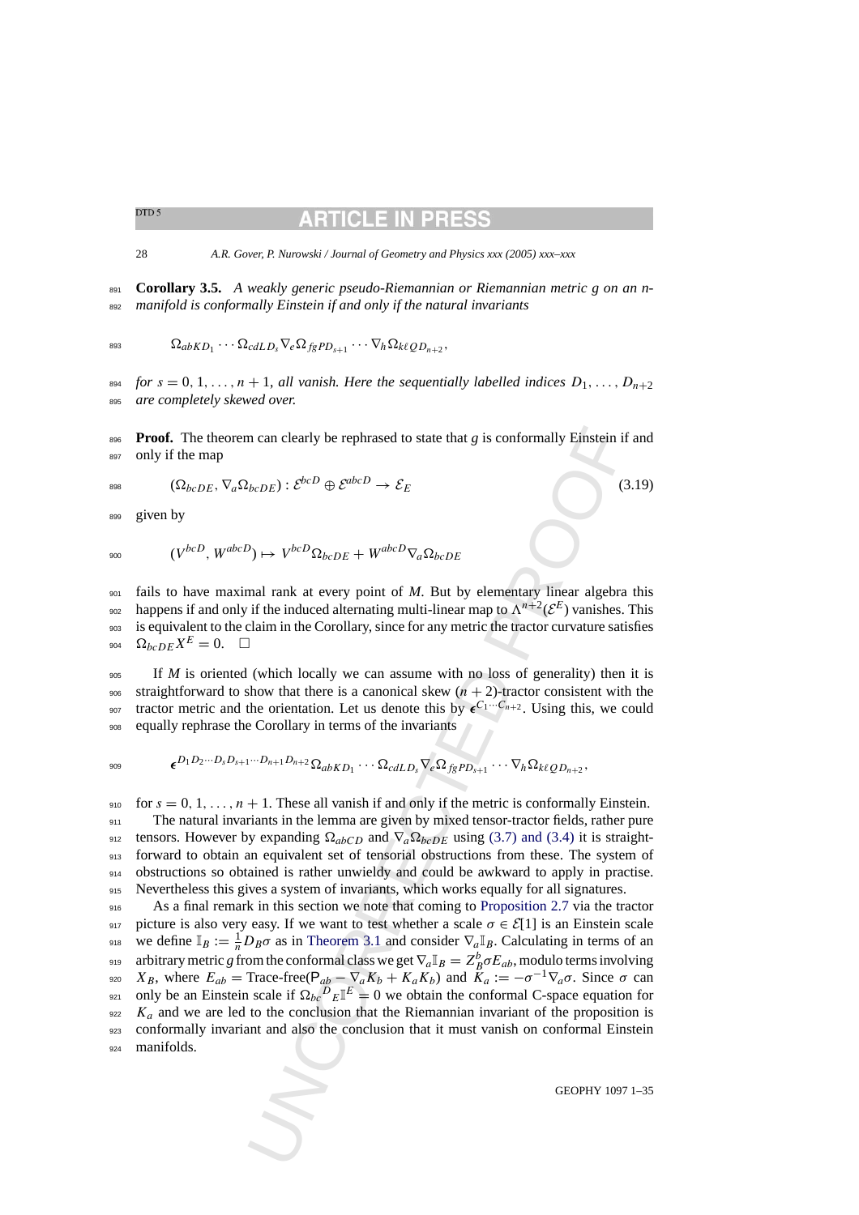**Corollary 3.5.** *A weakly generic pseudo-Riemannian or Riemannian metric g on an n-manifold is conformally Einstein if and only if the natural invariants*

$$\Omega_{abKD_1}\cdots\Omega_{cdLD_s}\nabla_e\Omega_{fgPD_{s+1}}\cdots\nabla_h\Omega_{k\ell QD_{n+2}},$$

*for $s=0,1,\ldots,n+1$, all vanish. Here the sequentially labelled indices $D_1,\ldots,D_{n+2}$ are completely skewed over.*

**Proof.** The theorem can clearly be rephrased to state that $g$ is conformally Einstein if and only if the map

$$(\Omega_{bcDE},\nabla_a\Omega_{bcDE}):\mathcal{E}^{bcD}\oplus\mathcal{E}^{abcD}\to\mathcal{E}_E \tag{3.19}$$

given by

$$(V^{bcD},W^{abcD})\mapsto V^{bcD}\Omega_{bcDE}+W^{abcD}\nabla_a\Omega_{bcDE}$$

fails to have maximal rank at every point of $M$. But by elementary linear algebra this happens if and only if the induced alternating multi-linear map to $\Lambda^{n+2}(\mathcal{E}^E)$ vanishes. This is equivalent to the claim in the Corollary, since for any metric the tractor curvature satisfies $\Omega_{bcDE}X^E=0$. $\square$

If $M$ is oriented (which locally we can assume with no loss of generality) then it is straightforward to show that there is a canonical skew $(n+2)$-tractor consistent with the tractor metric and the orientation. Let us denote this by $\boldsymbol{\epsilon}^{C_1\cdots C_{n+2}}$. Using this, we could equally rephrase the Corollary in terms of the invariants

$$\boldsymbol{\epsilon}^{D_1D_2\cdots D_sD_{s+1}\cdots D_{n+1}D_{n+2}}\Omega_{abKD_1}\cdots\Omega_{cdLD_s}\nabla_e\Omega_{fgPD_{s+1}}\cdots\nabla_h\Omega_{k\ell QD_{n+2}},$$

for $s=0,1,\ldots,n+1$. These all vanish if and only if the metric is conformally Einstein.

The natural invariants in the lemma are given by mixed tensor-tractor fields, rather pure tensors. However by expanding $\Omega_{abCD}$ and $\nabla_a\Omega_{bcDE}$ using (3.7) and (3.4) it is straightforward to obtain an equivalent set of tensorial obstructions from these. The system of obstructions so obtained is rather unwieldy and could be awkward to apply in practise. Nevertheless this gives a system of invariants, which works equally for all signatures.

As a final remark in this section we note that coming to Proposition 2.7 via the tractor picture is also very easy. If we want to test whether a scale $\sigma\in\mathcal{E}[1]$ is an Einstein scale we define $\mathbb{I}_B:=\frac{1}{n}D_B\sigma$ as in Theorem 3.1 and consider $\nabla_a\mathbb{I}_B$. Calculating in terms of an arbitrary metric $g$ from the conformal class we get $\nabla_a\mathbb{I}_B=Z^b_B\sigma E_{ab}$, modulo terms involving $X_B$, where $E_{ab}=\text{Trace-free}(\mathsf{P}_{ab}-\nabla_aK_b+K_aK_b)$ and $K_a:=-\sigma^{-1}\nabla_a\sigma$. Since $\sigma$ can only be an Einstein scale if $\Omega_{bc}{}^D{}_E\mathbb{I}^E=0$ we obtain the conformal C-space equation for $K_a$ and we are led to the conclusion that the Riemannian invariant of the proposition is conformally invariant and also the conclusion that it must vanish on conformal Einstein manifolds.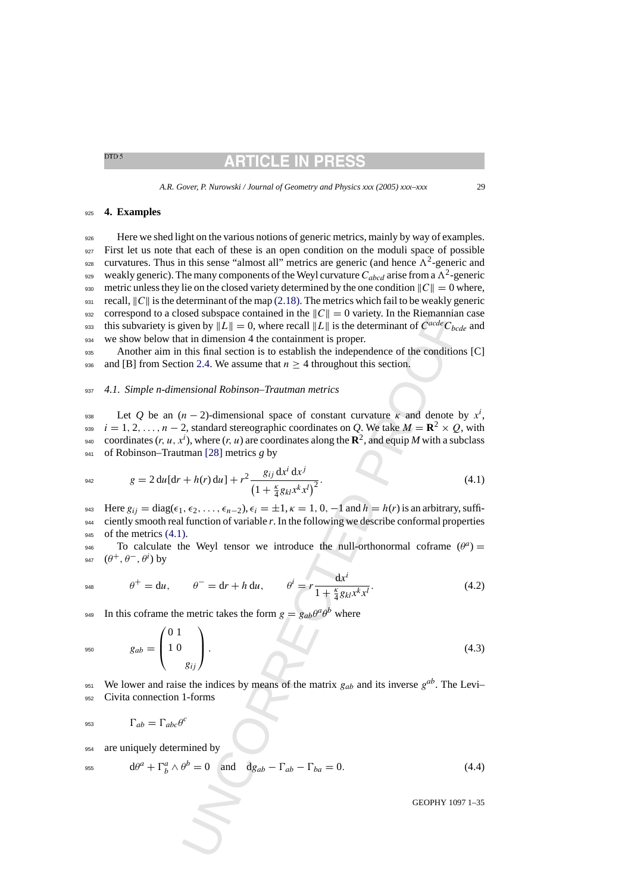## 4. Examples

Here we shed light on the various notions of generic metrics, mainly by way of examples. First let us note that each of these is an open condition on the moduli space of possible curvatures. Thus in this sense "almost all" metrics are generic (and hence $\Lambda^2$-generic and weakly generic). The many components of the Weyl curvature $C_{abcd}$ arise from a $\Lambda^2$-generic metric unless they lie on the closed variety determined by the one condition $\|C\| = 0$ where, recall, $\|C\|$ is the determinant of the map (2.18). The metrics which fail to be weakly generic correspond to a closed subspace contained in the $\|C\| = 0$ variety. In the Riemannian case this subvariety is given by $\|L\| = 0$, where recall $\|L\|$ is the determinant of $C^{acde}C_{bcde}$ and we show below that in dimension 4 the containment is proper.

Another aim in this final section is to establish the independence of the conditions [C] and [B] from Section 2.4. We assume that $n \geq 4$ throughout this section.

### 4.1. Simple n-dimensional Robinson–Trautman metrics

Let $Q$ be an $(n-2)$-dimensional space of constant curvature $\kappa$ and denote by $x^i$, $i = 1, 2, \ldots, n-2$, standard stereographic coordinates on $Q$. We take $M = \mathbf{R}^2 \times Q$, with coordinates $(r, u, x^i)$, where $(r, u)$ are coordinates along the $\mathbf{R}^2$, and equip $M$ with a subclass of Robinson–Trautman [28] metrics $g$ by

$$g = 2\,\mathrm{d}u[\mathrm{d}r + h(r)\,\mathrm{d}u] + r^2 \frac{g_{ij}\,\mathrm{d}x^i\,\mathrm{d}x^j}{\left(1 + \frac{\kappa}{4} g_{kl} x^k x^l\right)^2}. \tag{4.1}$$

Here $g_{ij} = \mathrm{diag}(\epsilon_1, \epsilon_2, \ldots, \epsilon_{n-2})$, $\epsilon_i = \pm 1$, $\kappa = 1, 0, -1$ and $h = h(r)$ is an arbitrary, sufficiently smooth real function of variable $r$. In the following we describe conformal properties of the metrics (4.1).

To calculate the Weyl tensor we introduce the null-orthonormal coframe $(\theta^a) = (\theta^+, \theta^-, \theta^i)$ by

$$\theta^+ = \mathrm{d}u, \qquad \theta^- = \mathrm{d}r + h\,\mathrm{d}u, \qquad \theta^i = r\frac{\mathrm{d}x^i}{1 + \frac{\kappa}{4} g_{kl} x^k x^l}. \tag{4.2}$$

In this coframe the metric takes the form $g = g_{ab}\theta^a\theta^b$ where

$$g_{ab} = \begin{pmatrix} 0 & 1 & \\ 1 & 0 & \\ & & g_{ij} \end{pmatrix}. \tag{4.3}$$

We lower and raise the indices by means of the matrix $g_{ab}$ and its inverse $g^{ab}$. The Levi–Civita connection 1-forms

$$\Gamma_{ab} = \Gamma_{abc}\theta^c$$

are uniquely determined by

$$\mathrm{d}\theta^a + \Gamma^a_{\ b} \wedge \theta^b = 0 \quad \text{and} \quad \mathrm{d}g_{ab} - \Gamma_{ab} - \Gamma_{ba} = 0. \tag{4.4}$$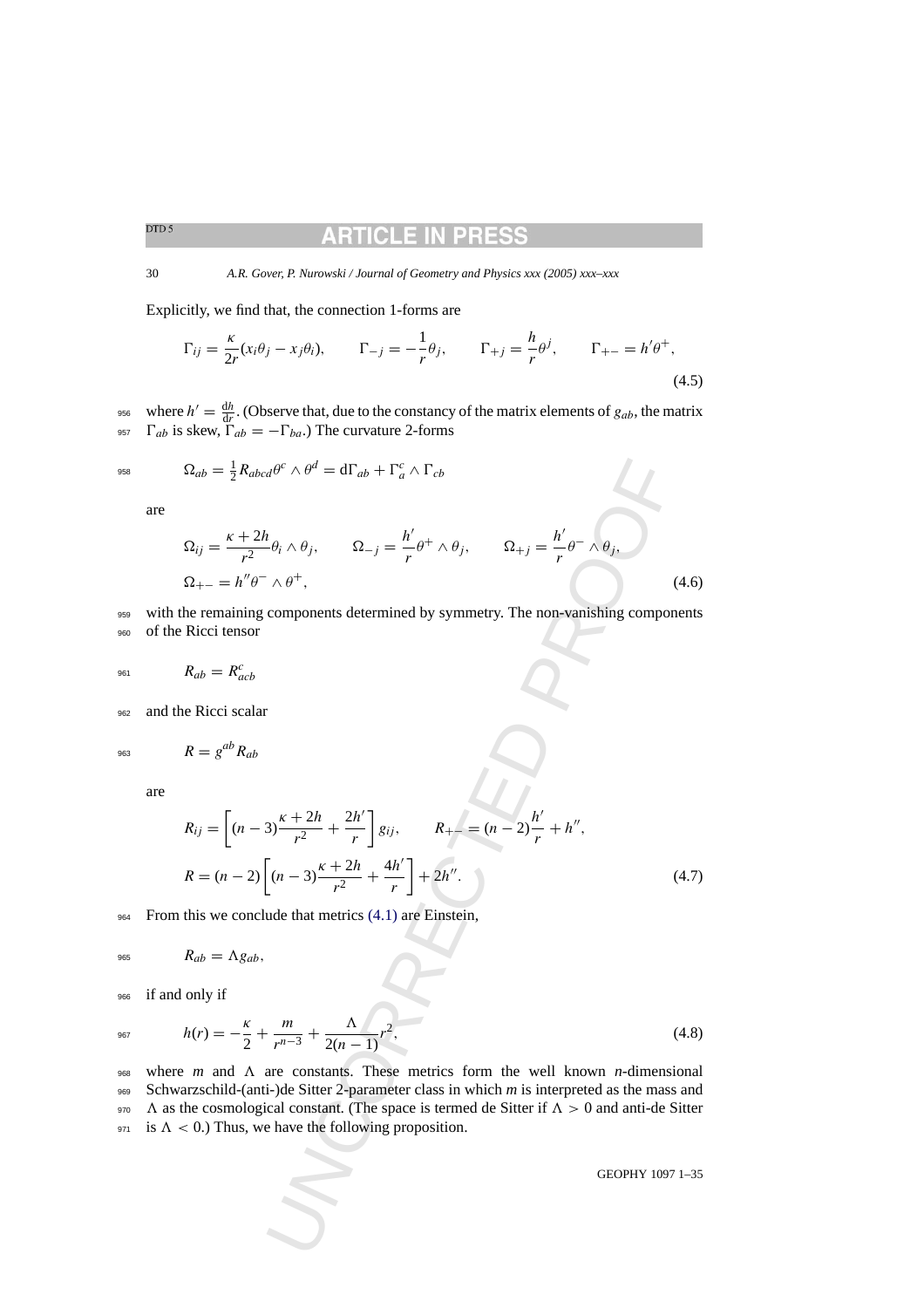Explicitly, we find that, the connection 1-forms are

$$\Gamma_{ij} = \frac{\kappa}{2r}(x_i\theta_j - x_j\theta_i), \qquad \Gamma_{-j} = -\frac{1}{r}\theta_j, \qquad \Gamma_{+j} = \frac{h}{r}\theta^j, \qquad \Gamma_{+-} = h'\theta^+, \tag{4.5}$$

where $h' = \frac{dh}{dr}$. (Observe that, due to the constancy of the matrix elements of $g_{ab}$, the matrix $\Gamma_{ab}$ is skew, $\Gamma_{ab} = -\Gamma_{ba}$.) The curvature 2-forms

$$\Omega_{ab} = \tfrac{1}{2}R_{abcd}\theta^c \wedge \theta^d = d\Gamma_{ab} + \Gamma^c_{\ a} \wedge \Gamma_{cb}$$

are

$$\Omega_{ij} = \frac{\kappa + 2h}{r^2}\theta_i \wedge \theta_j, \qquad \Omega_{-j} = \frac{h'}{r}\theta^+ \wedge \theta_j, \qquad \Omega_{+j} = \frac{h'}{r}\theta^- \wedge \theta_j,$$
$$\Omega_{+-} = h''\theta^- \wedge \theta^+, \tag{4.6}$$

with the remaining components determined by symmetry. The non-vanishing components of the Ricci tensor

$$R_{ab} = R^c_{\ acb}$$

and the Ricci scalar

$$R = g^{ab}R_{ab}$$

are

$$R_{ij} = \left[(n-3)\frac{\kappa + 2h}{r^2} + \frac{2h'}{r}\right]g_{ij}, \qquad R_{+-} = (n-2)\frac{h'}{r} + h'',$$
$$R = (n-2)\left[(n-3)\frac{\kappa + 2h}{r^2} + \frac{4h'}{r}\right] + 2h''. \tag{4.7}$$

From this we conclude that metrics (4.1) are Einstein,

$$R_{ab} = \Lambda g_{ab},$$

if and only if

$$h(r) = -\frac{\kappa}{2} + \frac{m}{r^{n-3}} + \frac{\Lambda}{2(n-1)}r^2, \tag{4.8}$$

where $m$ and $\Lambda$ are constants. These metrics form the well known $n$-dimensional Schwarzschild-(anti-)de Sitter 2-parameter class in which $m$ is interpreted as the mass and $\Lambda$ as the cosmological constant. (The space is termed de Sitter if $\Lambda > 0$ and anti-de Sitter is $\Lambda < 0$.) Thus, we have the following proposition.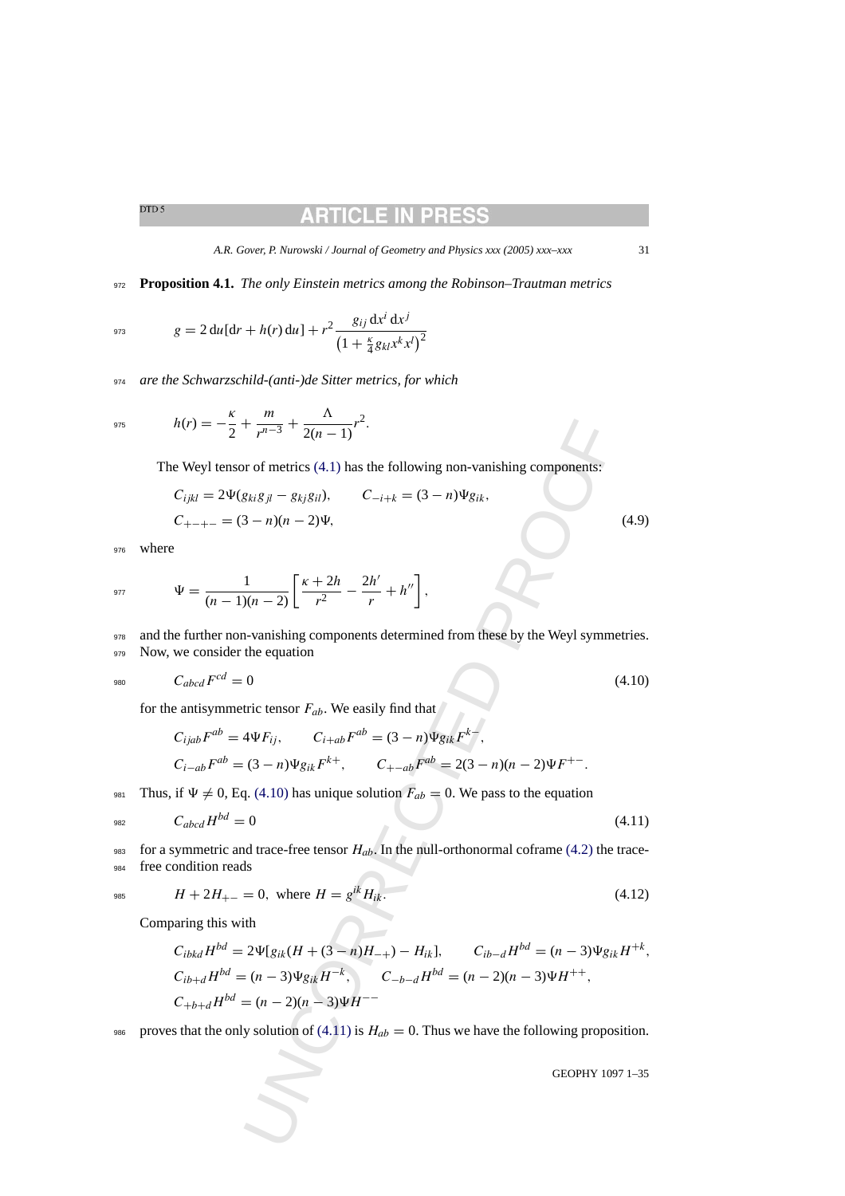**Proposition 4.1.** *The only Einstein metrics among the Robinson–Trautman metrics*

$$g = 2\,\mathrm{d}u[\mathrm{d}r + h(r)\,\mathrm{d}u] + r^2 \frac{g_{ij}\,\mathrm{d}x^i\,\mathrm{d}x^j}{\left(1 + \frac{\kappa}{4} g_{kl} x^k x^l\right)^2}$$

*are the Schwarzschild-(anti-)de Sitter metrics, for which*

$$h(r) = -\frac{\kappa}{2} + \frac{m}{r^{n-3}} + \frac{\Lambda}{2(n-1)} r^2.$$

The Weyl tensor of metrics (4.1) has the following non-vanishing components:

$$C_{ijkl} = 2\Psi(g_{ki}g_{jl} - g_{kj}g_{il}), \qquad C_{-i+k} = (3-n)\Psi g_{ik},$$
$$C_{+-+-} = (3-n)(n-2)\Psi, \tag{4.9}$$

where

$$\Psi = \frac{1}{(n-1)(n-2)} \left[ \frac{\kappa + 2h}{r^2} - \frac{2h'}{r} + h'' \right],$$

and the further non-vanishing components determined from these by the Weyl symmetries. Now, we consider the equation

$$C_{abcd} F^{cd} = 0 \tag{4.10}$$

for the antisymmetric tensor $F_{ab}$. We easily find that

$$C_{ijab}F^{ab} = 4\Psi F_{ij}, \qquad C_{i+ab}F^{ab} = (3-n)\Psi g_{ik} F^{k-},$$
$$C_{i-ab}F^{ab} = (3-n)\Psi g_{ik} F^{k+}, \qquad C_{+-ab}F^{ab} = 2(3-n)(n-2)\Psi F^{+-}.$$

Thus, if $\Psi \neq 0$, Eq. (4.10) has unique solution $F_{ab} = 0$. We pass to the equation

$$C_{abcd} H^{bd} = 0 \tag{4.11}$$

for a symmetric and trace-free tensor $H_{ab}$. In the null-orthonormal coframe (4.2) the trace-free condition reads

$$H + 2H_{+-} = 0, \text{ where } H = g^{ik} H_{ik}. \tag{4.12}$$

Comparing this with

$$C_{ibkd}H^{bd} = 2\Psi[g_{ik}(H + (3-n)H_{-+}) - H_{ik}], \qquad C_{ib-d}H^{bd} = (n-3)\Psi g_{ik} H^{+k},$$
$$C_{ib+d}H^{bd} = (n-3)\Psi g_{ik} H^{-k}, \qquad C_{-b-d}H^{bd} = (n-2)(n-3)\Psi H^{++},$$
$$C_{+b+d}H^{bd} = (n-2)(n-3)\Psi H^{--}$$

proves that the only solution of (4.11) is $H_{ab} = 0$. Thus we have the following proposition.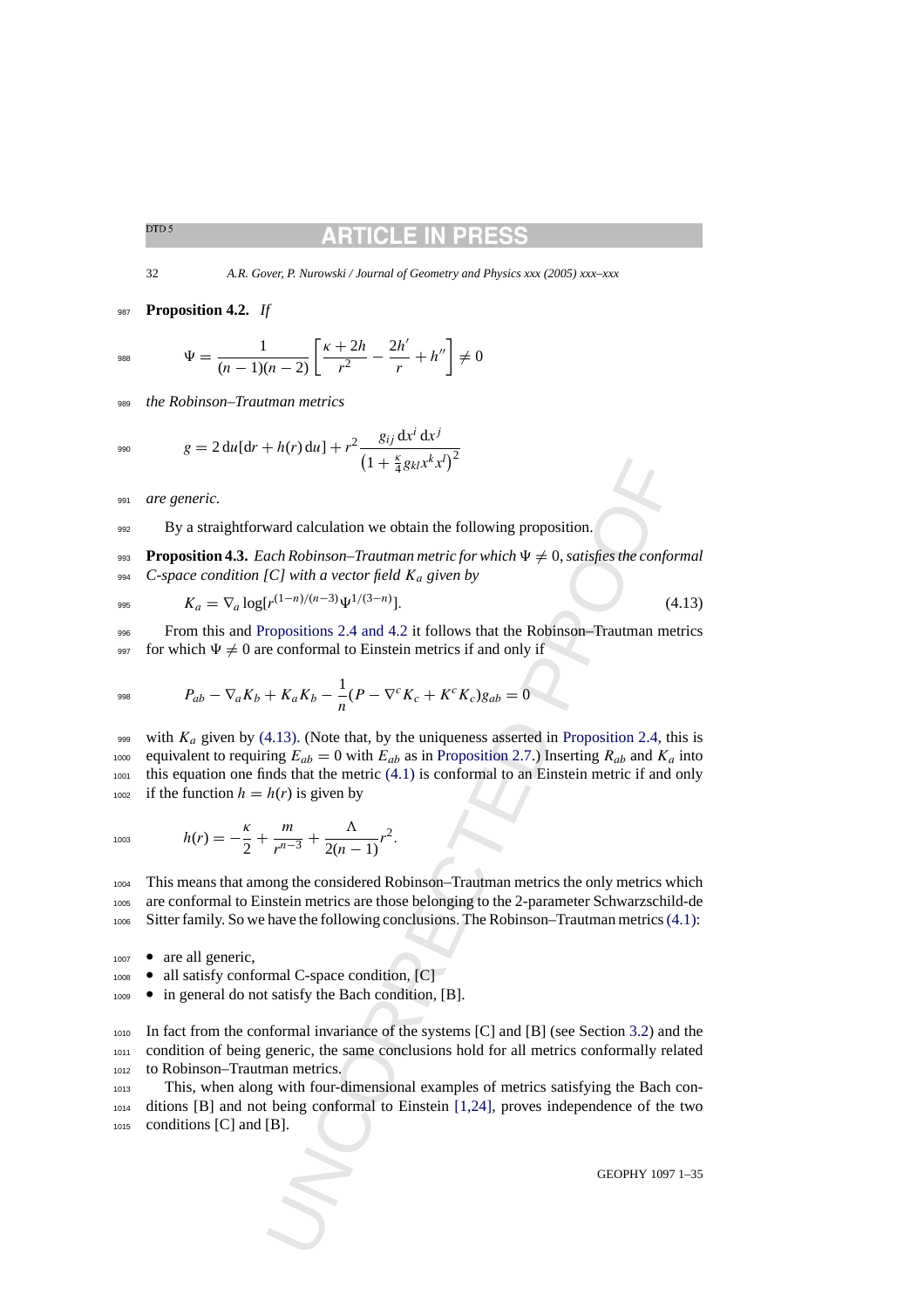**Proposition 4.2.** *If*

$$\Psi = \frac{1}{(n-1)(n-2)}\left[\frac{\kappa + 2h}{r^2} - \frac{2h'}{r} + h''\right] \neq 0$$

*the Robinson–Trautman metrics*

$$g = 2\,\mathrm{d}u[\mathrm{d}r + h(r)\,\mathrm{d}u] + r^2 \frac{g_{ij}\,\mathrm{d}x^i\,\mathrm{d}x^j}{\left(1 + \frac{\kappa}{4} g_{kl} x^k x^l\right)^2}$$

*are generic.*

By a straightforward calculation we obtain the following proposition.

**Proposition 4.3.** *Each Robinson–Trautman metric for which $\Psi \neq 0$, satisfies the conformal C-space condition [C] with a vector field $K_a$ given by*

$$K_a = \nabla_a \log[r^{(1-n)/(n-3)} \Psi^{1/(3-n)}]. \tag{4.13}$$

From this and Propositions 2.4 and 4.2 it follows that the Robinson–Trautman metrics for which $\Psi \neq 0$ are conformal to Einstein metrics if and only if

$$P_{ab} - \nabla_a K_b + K_a K_b - \frac{1}{n}(P - \nabla^c K_c + K^c K_c) g_{ab} = 0$$

with $K_a$ given by (4.13). (Note that, by the uniqueness asserted in Proposition 2.4, this is equivalent to requiring $E_{ab} = 0$ with $E_{ab}$ as in Proposition 2.7.) Inserting $R_{ab}$ and $K_a$ into this equation one finds that the metric (4.1) is conformal to an Einstein metric if and only if the function $h = h(r)$ is given by

$$h(r) = -\frac{\kappa}{2} + \frac{m}{r^{n-3}} + \frac{\Lambda}{2(n-1)} r^2.$$

This means that among the considered Robinson–Trautman metrics the only metrics which are conformal to Einstein metrics are those belonging to the 2-parameter Schwarzschild-de Sitter family. So we have the following conclusions. The Robinson–Trautman metrics (4.1):

- are all generic,
- all satisfy conformal C-space condition, [C]
- in general do not satisfy the Bach condition, [B].

In fact from the conformal invariance of the systems [C] and [B] (see Section 3.2) and the condition of being generic, the same conclusions hold for all metrics conformally related to Robinson–Trautman metrics.

This, when along with four-dimensional examples of metrics satisfying the Bach conditions [B] and not being conformal to Einstein [1,24], proves independence of the two conditions [C] and [B].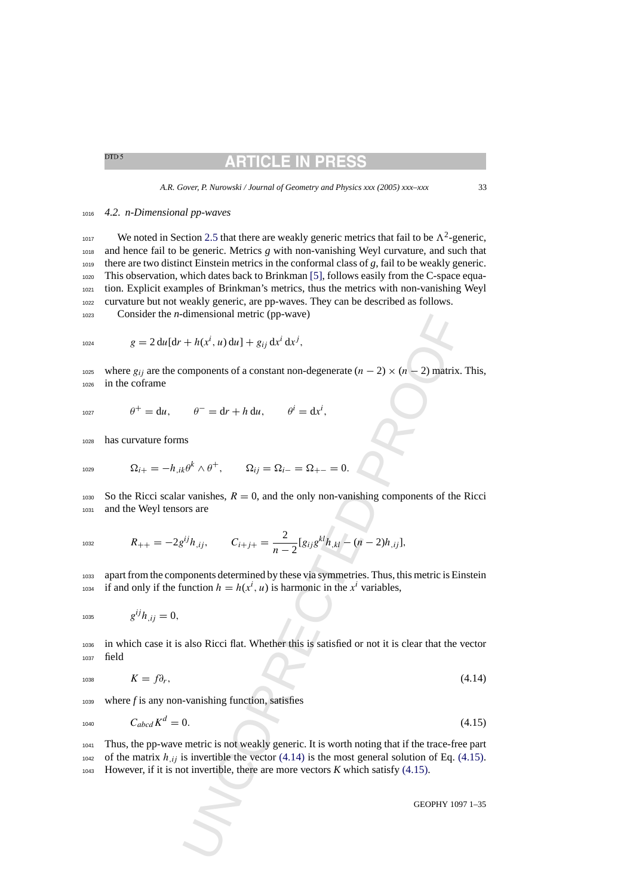### 4.2. *n-Dimensional pp-waves*

We noted in Section 2.5 that there are weakly generic metrics that fail to be $\Lambda^2$-generic, and hence fail to be generic. Metrics $g$ with non-vanishing Weyl curvature, and such that there are two distinct Einstein metrics in the conformal class of $g$, fail to be weakly generic. This observation, which dates back to Brinkman [5], follows easily from the C-space equation. Explicit examples of Brinkman's metrics, thus the metrics with non-vanishing Weyl curvature but not weakly generic, are pp-waves. They can be described as follows.

Consider the $n$-dimensional metric (pp-wave)

$$g = 2\,\mathrm{d}u[\mathrm{d}r + h(x^i, u)\,\mathrm{d}u] + g_{ij}\,\mathrm{d}x^i\,\mathrm{d}x^j,$$

where $g_{ij}$ are the components of a constant non-degenerate $(n-2)\times(n-2)$ matrix. This, in the coframe

$$\theta^+ = \mathrm{d}u, \qquad \theta^- = \mathrm{d}r + h\,\mathrm{d}u, \qquad \theta^i = \mathrm{d}x^i,$$

has curvature forms

$$\Omega_{i+} = -h_{,ik}\theta^k \wedge \theta^+, \qquad \Omega_{ij} = \Omega_{i-} = \Omega_{+-} = 0.$$

So the Ricci scalar vanishes, $R = 0$, and the only non-vanishing components of the Ricci and the Weyl tensors are

$$R_{++} = -2g^{ij}h_{,ij}, \qquad C_{i+j+} = \frac{2}{n-2}[g_{ij}g^{kl}h_{,kl} - (n-2)h_{,ij}],$$

apart from the components determined by these via symmetries. Thus, this metric is Einstein if and only if the function $h = h(x^i, u)$ is harmonic in the $x^i$ variables,

$$g^{ij}h_{,ij} = 0,$$

in which case it is also Ricci flat. Whether this is satisfied or not it is clear that the vector field

$$K = f\partial_r, \tag{4.14}$$

where $f$ is any non-vanishing function, satisfies

$$C_{abcd}K^d = 0. \tag{4.15}$$

Thus, the pp-wave metric is not weakly generic. It is worth noting that if the trace-free part of the matrix $h_{,ij}$ is invertible the vector (4.14) is the most general solution of Eq. (4.15). However, if it is not invertible, there are more vectors $K$ which satisfy (4.15).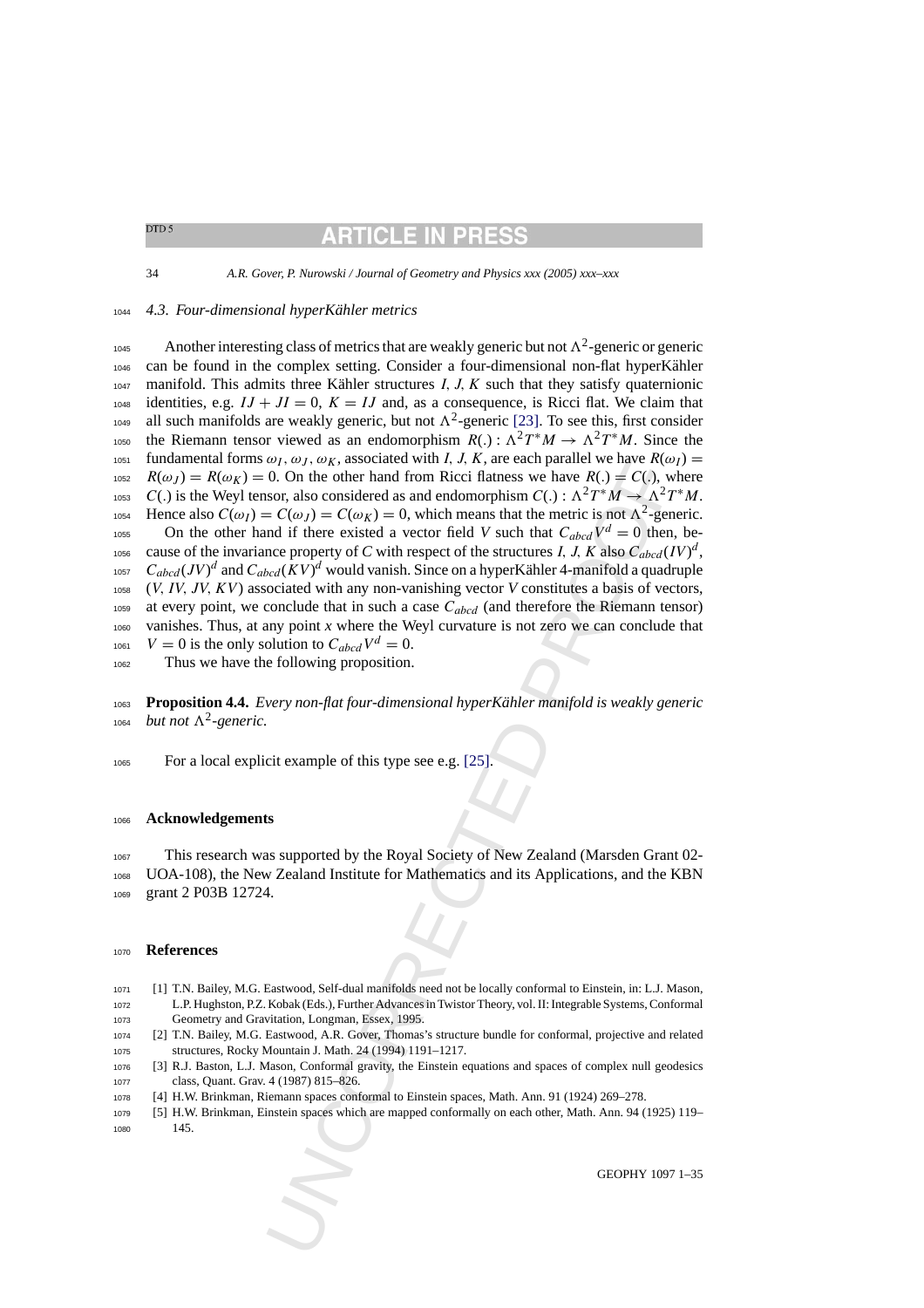### 4.3. Four-dimensional hyperKähler metrics

Another interesting class of metrics that are weakly generic but not $\Lambda^2$-generic or generic can be found in the complex setting. Consider a four-dimensional non-flat hyperKähler manifold. This admits three Kähler structures $I$, $J$, $K$ such that they satisfy quaternionic identities, e.g. $IJ + JI = 0$, $K = IJ$ and, as a consequence, is Ricci flat. We claim that all such manifolds are weakly generic, but not $\Lambda^2$-generic [23]. To see this, first consider the Riemann tensor viewed as an endomorphism $R(.) : \Lambda^2 T^*M \to \Lambda^2 T^*M$. Since the fundamental forms $\omega_I$, $\omega_J$, $\omega_K$, associated with $I$, $J$, $K$, are each parallel we have $R(\omega_I) = R(\omega_J) = R(\omega_K) = 0$. On the other hand from Ricci flatness we have $R(.) = C(.)$, where $C(.)$ is the Weyl tensor, also considered as and endomorphism $C(.) : \Lambda^2 T^*M \to \Lambda^2 T^*M$. Hence also $C(\omega_I) = C(\omega_J) = C(\omega_K) = 0$, which means that the metric is not $\Lambda^2$-generic.

On the other hand if there existed a vector field $V$ such that $C_{abcd}V^d = 0$ then, because of the invariance property of $C$ with respect to the structures $I$, $J$, $K$ also $C_{abcd}(IV)^d$, $C_{abcd}(JV)^d$ and $C_{abcd}(KV)^d$ would vanish. Since on a hyperKähler 4-manifold a quadruple $(V, IV, JV, KV)$ associated with any non-vanishing vector $V$ constitutes a basis of vectors, at every point, we conclude that in such a case $C_{abcd}$ (and therefore the Riemann tensor) vanishes. Thus, at any point $x$ where the Weyl curvature is not zero we can conclude that $V = 0$ is the only solution to $C_{abcd}V^d = 0$.

Thus we have the following proposition.

**Proposition 4.4.** *Every non-flat four-dimensional hyperKähler manifold is weakly generic but not $\Lambda^2$-generic.*

For a local explicit example of this type see e.g. [25].

## Acknowledgements

This research was supported by the Royal Society of New Zealand (Marsden Grant 02-UOA-108), the New Zealand Institute for Mathematics and its Applications, and the KBN grant 2 P03B 12724.

## References

[1] T.N. Bailey, M.G. Eastwood, Self-dual manifolds need not be locally conformal to Einstein, in: L.J. Mason, L.P. Hughston, P.Z. Kobak (Eds.), Further Advances in Twistor Theory, vol. II: Integrable Systems, Conformal Geometry and Gravitation, Longman, Essex, 1995.

[2] T.N. Bailey, M.G. Eastwood, A.R. Gover, Thomas's structure bundle for conformal, projective and related structures, Rocky Mountain J. Math. 24 (1994) 1191–1217.

[3] R.J. Baston, L.J. Mason, Conformal gravity, the Einstein equations and spaces of complex null geodesics class, Quant. Grav. 4 (1987) 815–826.

[4] H.W. Brinkman, Riemann spaces conformal to Einstein spaces, Math. Ann. 91 (1924) 269–278.

[5] H.W. Brinkman, Einstein spaces which are mapped conformally on each other, Math. Ann. 94 (1925) 119–145.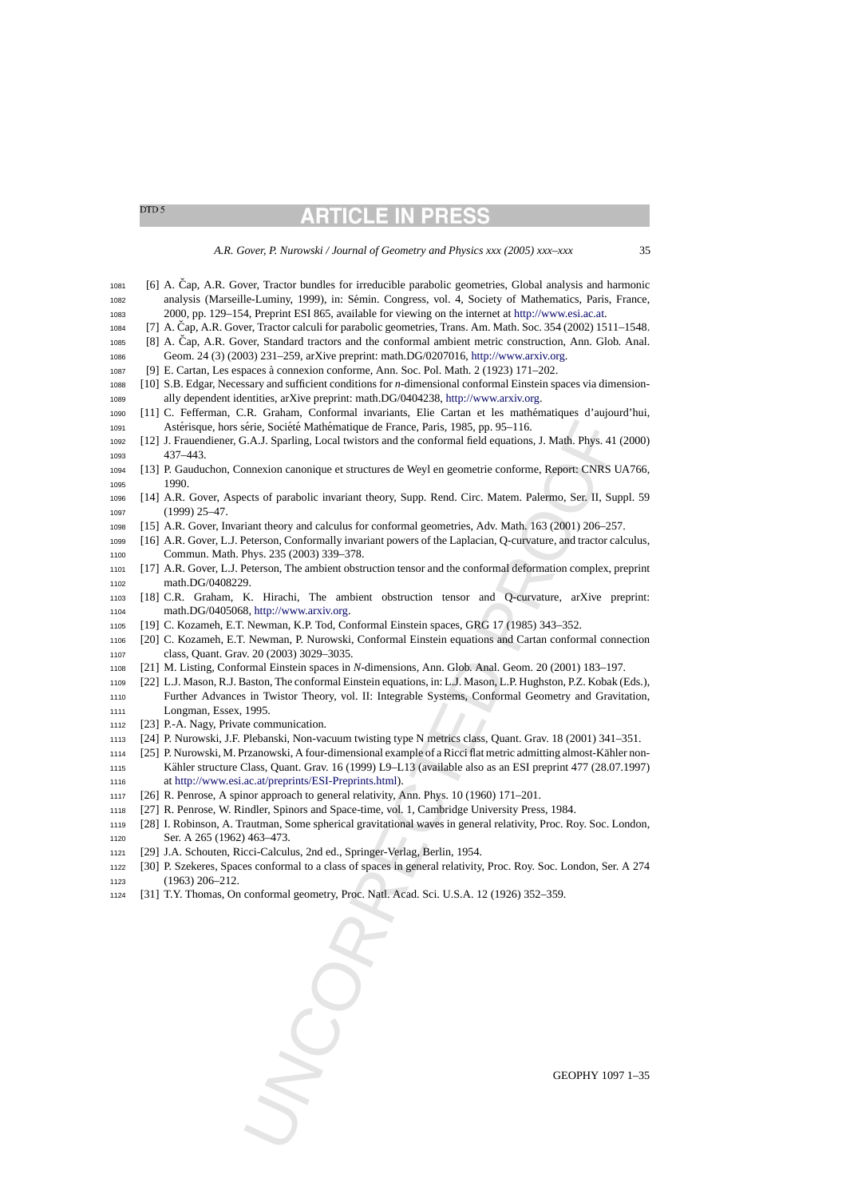[6] A. Čap, A.R. Gover, Tractor bundles for irreducible parabolic geometries, Global analysis and harmonic analysis (Marseille-Luminy, 1999), in: Sémin. Congress, vol. 4, Society of Mathematics, Paris, France, 2000, pp. 129–154, Preprint ESI 865, available for viewing on the internet at http://www.esi.ac.at.

[7] A. Čap, A.R. Gover, Tractor calculi for parabolic geometries, Trans. Am. Math. Soc. 354 (2002) 1511–1548.

[8] A. Čap, A.R. Gover, Standard tractors and the conformal ambient metric construction, Ann. Glob. Anal. Geom. 24 (3) (2003) 231–259, arXive preprint: math.DG/0207016, http://www.arxiv.org.

[9] E. Cartan, Les espaces à connexion conforme, Ann. Soc. Pol. Math. 2 (1923) 171–202.

[10] S.B. Edgar, Necessary and sufficient conditions for *n*-dimensional conformal Einstein spaces via dimensionally dependent identities, arXive preprint: math.DG/0404238, http://www.arxiv.org.

[11] C. Fefferman, C.R. Graham, Conformal invariants, Elie Cartan et les mathématiques d'aujourd'hui, Astérisque, hors série, Société Mathématique de France, Paris, 1985, pp. 95–116.

[12] J. Frauendiener, G.A.J. Sparling, Local twistors and the conformal field equations, J. Math. Phys. 41 (2000) 437–443.

[13] P. Gauduchon, Connexion canonique et structures de Weyl en geometrie conforme, Report: CNRS UA766, 1990.

[14] A.R. Gover, Aspects of parabolic invariant theory, Supp. Rend. Circ. Matem. Palermo, Ser. II, Suppl. 59 (1999) 25–47.

[15] A.R. Gover, Invariant theory and calculus for conformal geometries, Adv. Math. 163 (2001) 206–257.

[16] A.R. Gover, L.J. Peterson, Conformally invariant powers of the Laplacian, Q-curvature, and tractor calculus, Commun. Math. Phys. 235 (2003) 339–378.

[17] A.R. Gover, L.J. Peterson, The ambient obstruction tensor and the conformal deformation complex, preprint math.DG/0408229.

[18] C.R. Graham, K. Hirachi, The ambient obstruction tensor and Q-curvature, arXive preprint: math.DG/0405068, http://www.arxiv.org.

[19] C. Kozameh, E.T. Newman, K.P. Tod, Conformal Einstein spaces, GRG 17 (1985) 343–352.

[20] C. Kozameh, E.T. Newman, P. Nurowski, Conformal Einstein equations and Cartan conformal connection class, Quant. Grav. 20 (2003) 3029–3035.

[21] M. Listing, Conformal Einstein spaces in *N*-dimensions, Ann. Glob. Anal. Geom. 20 (2001) 183–197.

[22] L.J. Mason, R.J. Baston, The conformal Einstein equations, in: L.J. Mason, L.P. Hughston, P.Z. Kobak (Eds.), Further Advances in Twistor Theory, vol. II: Integrable Systems, Conformal Geometry and Gravitation, Longman, Essex, 1995.

[23] P.-A. Nagy, Private communication.

[24] P. Nurowski, J.F. Plebanski, Non-vacuum twisting type N metrics class, Quant. Grav. 18 (2001) 341–351.

[25] P. Nurowski, M. Przanowski, A four-dimensional example of a Ricci flat metric admitting almost-Kähler non-Kähler structure Class, Quant. Grav. 16 (1999) L9–L13 (available also as an ESI preprint 477 (28.07.1997) at http://www.esi.ac.at/preprints/ESI-Preprints.html).

[26] R. Penrose, A spinor approach to general relativity, Ann. Phys. 10 (1960) 171–201.

[27] R. Penrose, W. Rindler, Spinors and Space-time, vol. 1, Cambridge University Press, 1984.

[28] I. Robinson, A. Trautman, Some spherical gravitational waves in general relativity, Proc. Roy. Soc. London, Ser. A 265 (1962) 463–473.

[29] J.A. Schouten, Ricci-Calculus, 2nd ed., Springer-Verlag, Berlin, 1954.

[30] P. Szekeres, Spaces conformal to a class of spaces in general relativity, Proc. Roy. Soc. London, Ser. A 274 (1963) 206–212.

[31] T.Y. Thomas, On conformal geometry, Proc. Natl. Acad. Sci. U.S.A. 12 (1926) 352–359.